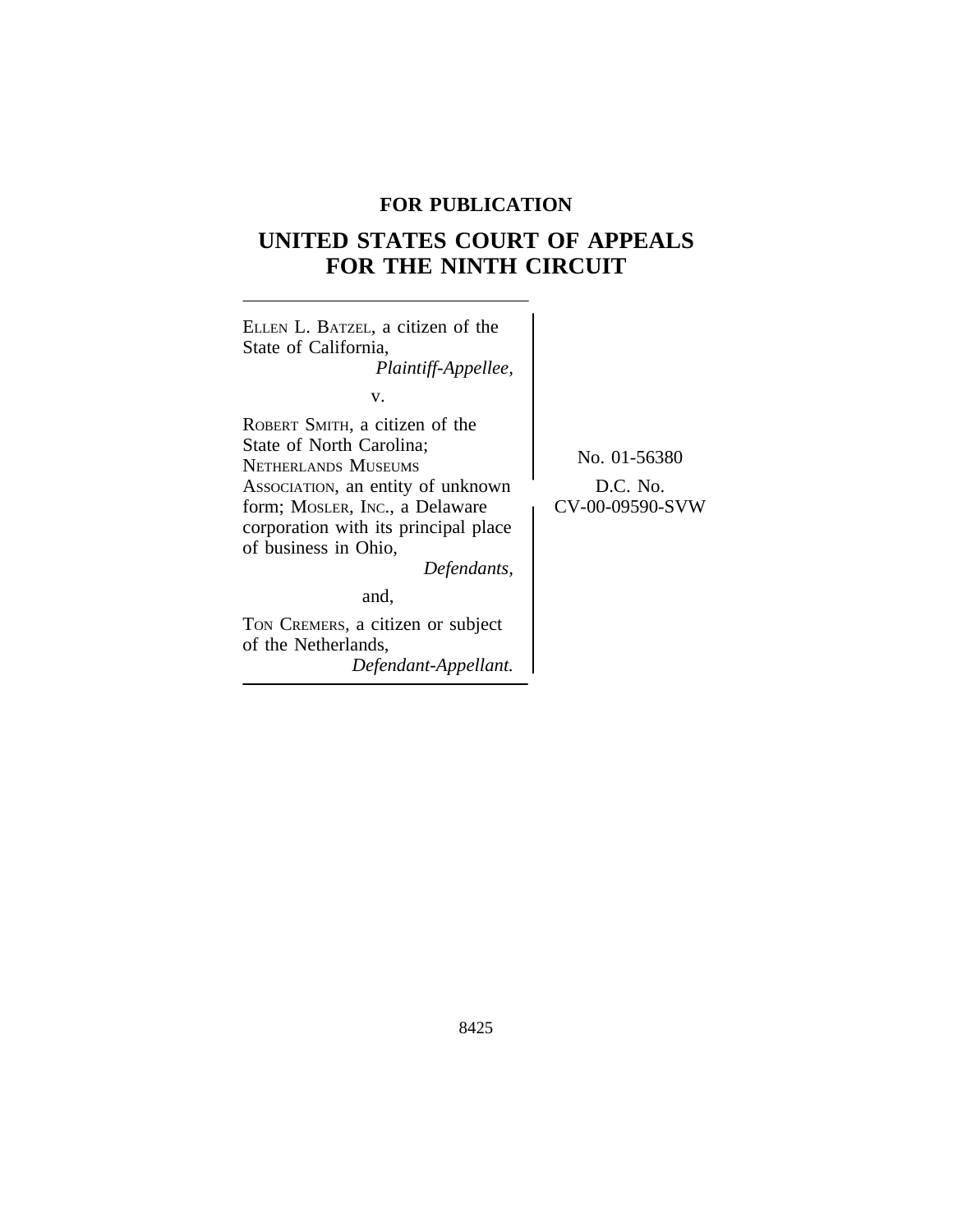**FOR PUBLICATION**

# UNITED STATES COURT OF APPEALS FOR THE NINTH CIRCUIT

ELLEN L. BATZEL, a citizen of the State of California,
*Plaintiff-Appellee,*

v.

ROBERT SMITH, a citizen of the State of North Carolina; NETHERLANDS MUSEUMS ASSOCIATION, an entity of unknown form; MOSLER, INC., a Delaware corporation with its principal place of business in Ohio,
*Defendants,*

and,

TON CREMERS, a citizen or subject of the Netherlands,
*Defendant-Appellant.*

No. 01-56380

D.C. No. CV-00-09590-SVW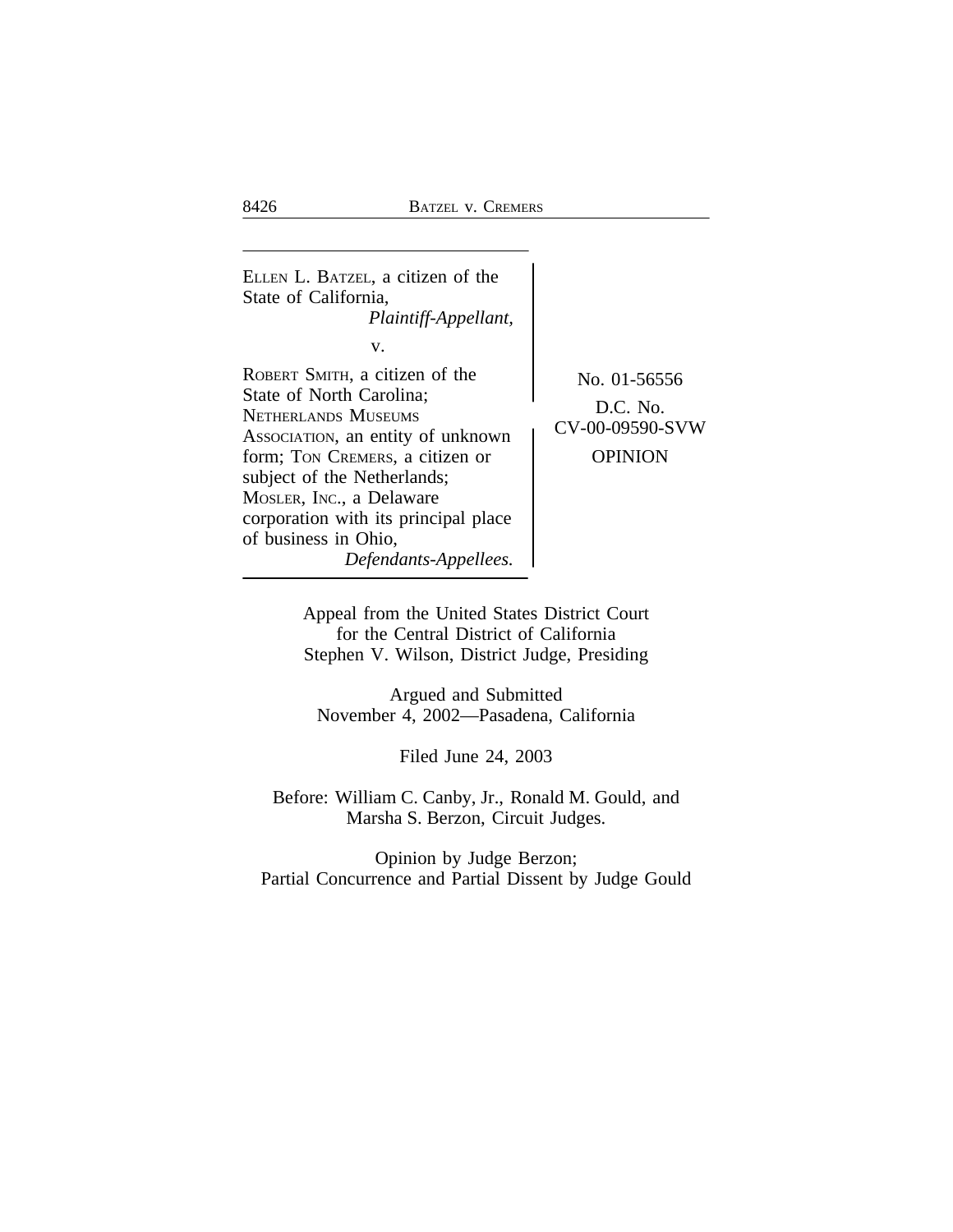ELLEN L. BATZEL, a citizen of the State of California,
*Plaintiff-Appellant,*

v.

ROBERT SMITH, a citizen of the State of North Carolina; NETHERLANDS MUSEUMS ASSOCIATION, an entity of unknown form; TON CREMERS, a citizen or subject of the Netherlands; MOSLER, INC., a Delaware corporation with its principal place of business in Ohio,
*Defendants-Appellees.*

No. 01-56556

D.C. No. CV-00-09590-SVW

OPINION

Appeal from the United States District Court for the Central District of California
Stephen V. Wilson, District Judge, Presiding

Argued and Submitted
November 4, 2002—Pasadena, California

Filed June 24, 2003

Before: William C. Canby, Jr., Ronald M. Gould, and Marsha S. Berzon, Circuit Judges.

Opinion by Judge Berzon;
Partial Concurrence and Partial Dissent by Judge Gould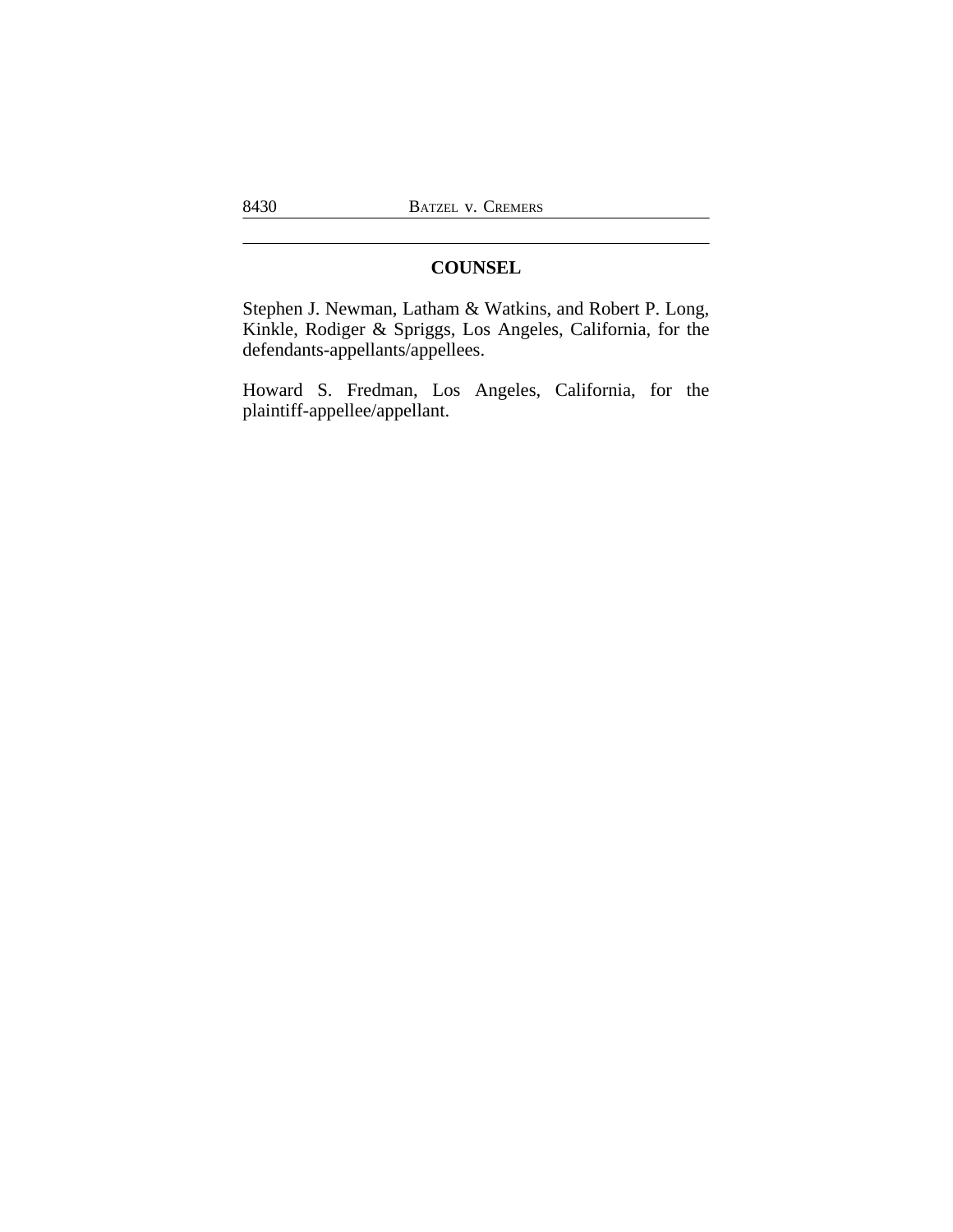## COUNSEL

Stephen J. Newman, Latham & Watkins, and Robert P. Long, Kinkle, Rodiger & Spriggs, Los Angeles, California, for the defendants-appellants/appellees.

Howard S. Fredman, Los Angeles, California, for the plaintiff-appellee/appellant.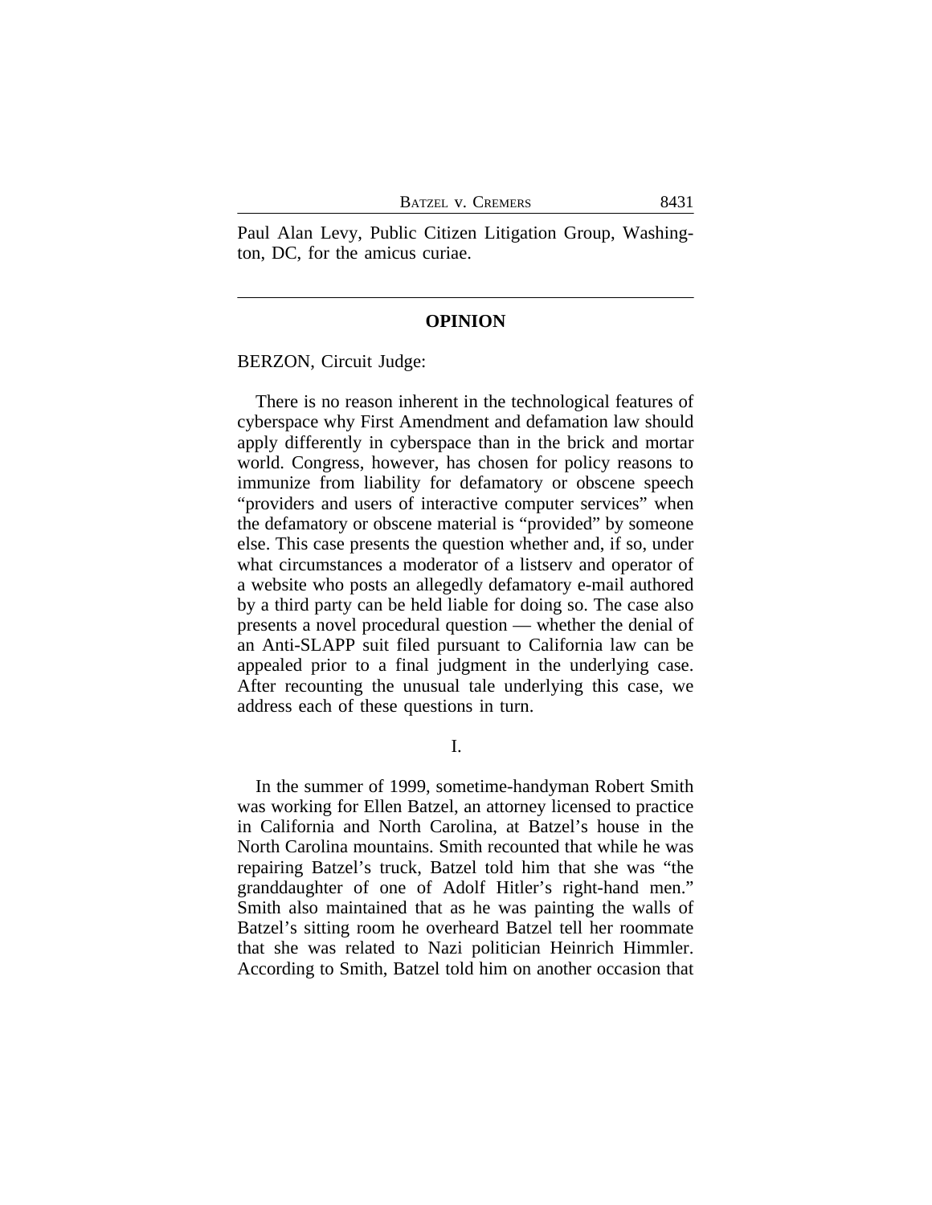Paul Alan Levy, Public Citizen Litigation Group, Washington, DC, for the amicus curiae.

---

## OPINION

BERZON, Circuit Judge:

There is no reason inherent in the technological features of cyberspace why First Amendment and defamation law should apply differently in cyberspace than in the brick and mortar world. Congress, however, has chosen for policy reasons to immunize from liability for defamatory or obscene speech "providers and users of interactive computer services" when the defamatory or obscene material is "provided" by someone else. This case presents the question whether and, if so, under what circumstances a moderator of a listserv and operator of a website who posts an allegedly defamatory e-mail authored by a third party can be held liable for doing so. The case also presents a novel procedural question — whether the denial of an Anti-SLAPP suit filed pursuant to California law can be appealed prior to a final judgment in the underlying case. After recounting the unusual tale underlying this case, we address each of these questions in turn.

I.

In the summer of 1999, sometime-handyman Robert Smith was working for Ellen Batzel, an attorney licensed to practice in California and North Carolina, at Batzel's house in the North Carolina mountains. Smith recounted that while he was repairing Batzel's truck, Batzel told him that she was "the granddaughter of one of Adolf Hitler's right-hand men." Smith also maintained that as he was painting the walls of Batzel's sitting room he overheard Batzel tell her roommate that she was related to Nazi politician Heinrich Himmler. According to Smith, Batzel told him on another occasion that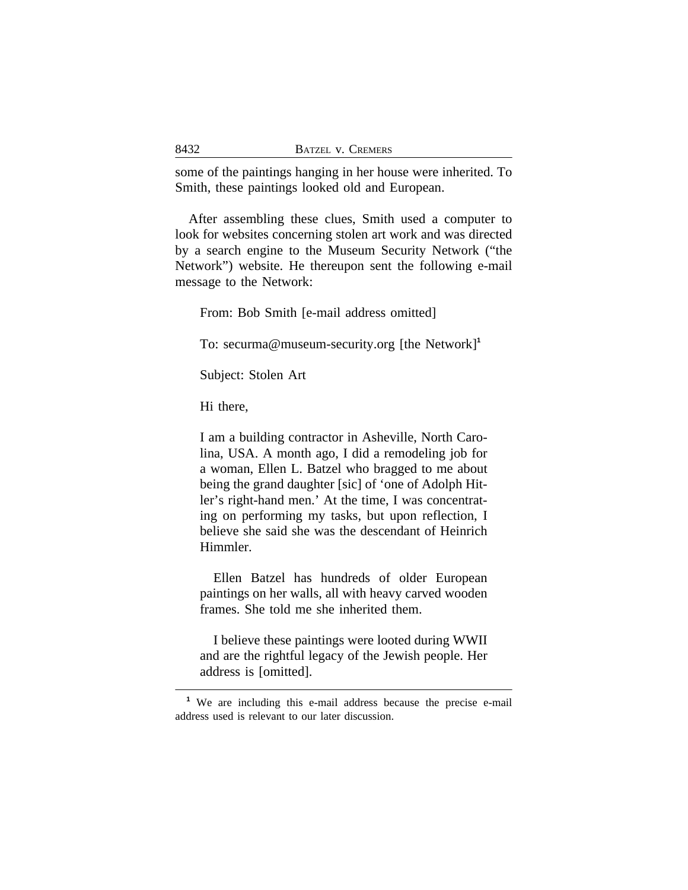some of the paintings hanging in her house were inherited. To Smith, these paintings looked old and European.

After assembling these clues, Smith used a computer to look for websites concerning stolen art work and was directed by a search engine to the Museum Security Network ("the Network") website. He thereupon sent the following e-mail message to the Network:

> From: Bob Smith [e-mail address omitted]
>
> To: securma@museum-security.org [the Network][1]
>
> Subject: Stolen Art
>
> Hi there,
>
> I am a building contractor in Asheville, North Carolina, USA. A month ago, I did a remodeling job for a woman, Ellen L. Batzel who bragged to me about being the grand daughter [sic] of 'one of Adolph Hitler's right-hand men.' At the time, I was concentrating on performing my tasks, but upon reflection, I believe she said she was the descendant of Heinrich Himmler.
>
> Ellen Batzel has hundreds of older European paintings on her walls, all with heavy carved wooden frames. She told me she inherited them.
>
> I believe these paintings were looted during WWII and are the rightful legacy of the Jewish people. Her address is [omitted].

[1] We are including this e-mail address because the precise e-mail address used is relevant to our later discussion.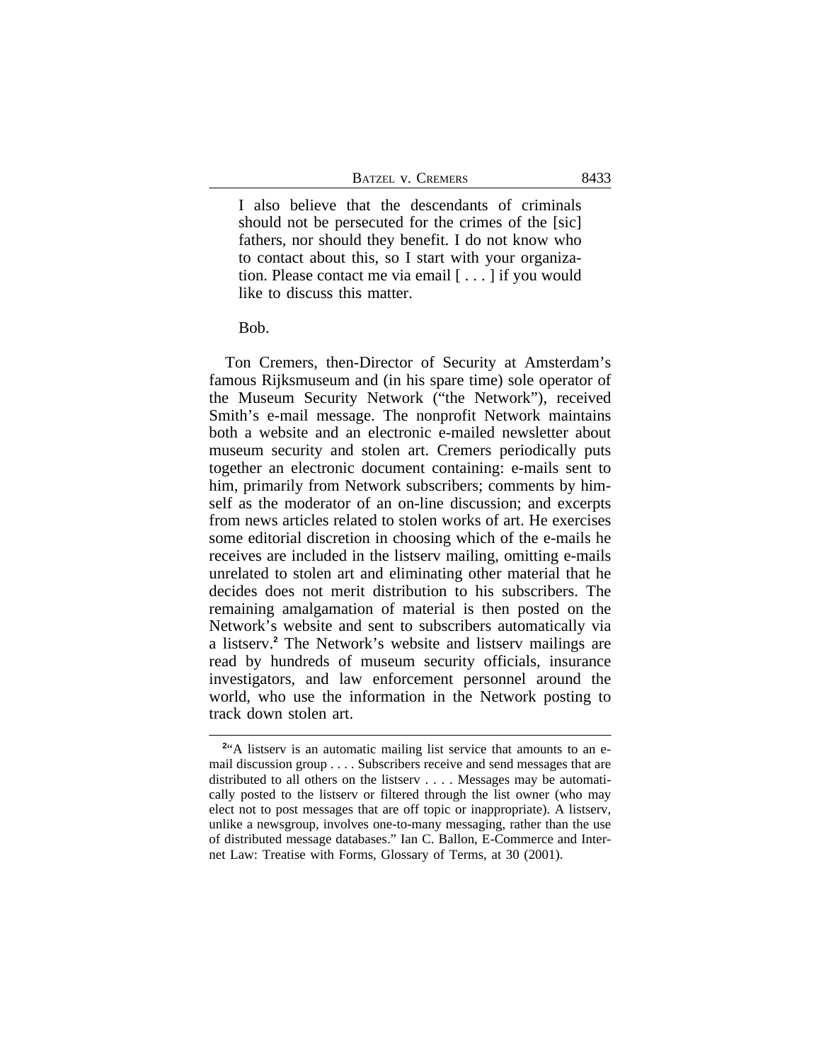> I also believe that the descendants of criminals should not be persecuted for the crimes of the [sic] fathers, nor should they benefit. I do not know who to contact about this, so I start with your organization. Please contact me via email [ . . . ] if you would like to discuss this matter.
>
> Bob.

Ton Cremers, then-Director of Security at Amsterdam's famous Rijksmuseum and (in his spare time) sole operator of the Museum Security Network ("the Network"), received Smith's e-mail message. The nonprofit Network maintains both a website and an electronic e-mailed newsletter about museum security and stolen art. Cremers periodically puts together an electronic document containing: e-mails sent to him, primarily from Network subscribers; comments by himself as the moderator of an on-line discussion; and excerpts from news articles related to stolen works of art. He exercises some editorial discretion in choosing which of the e-mails he receives are included in the listserv mailing, omitting e-mails unrelated to stolen art and eliminating other material that he decides does not merit distribution to his subscribers. The remaining amalgamation of material is then posted on the Network's website and sent to subscribers automatically via a listserv.[2] The Network's website and listserv mailings are read by hundreds of museum security officials, insurance investigators, and law enforcement personnel around the world, who use the information in the Network posting to track down stolen art.

---

[2] "A listserv is an automatic mailing list service that amounts to an e-mail discussion group . . . . Subscribers receive and send messages that are distributed to all others on the listserv . . . . Messages may be automatically posted to the listserv or filtered through the list owner (who may elect not to post messages that are off topic or inappropriate). A listserv, unlike a newsgroup, involves one-to-many messaging, rather than the use of distributed message databases." Ian C. Ballon, E-Commerce and Internet Law: Treatise with Forms, Glossary of Terms, at 30 (2001).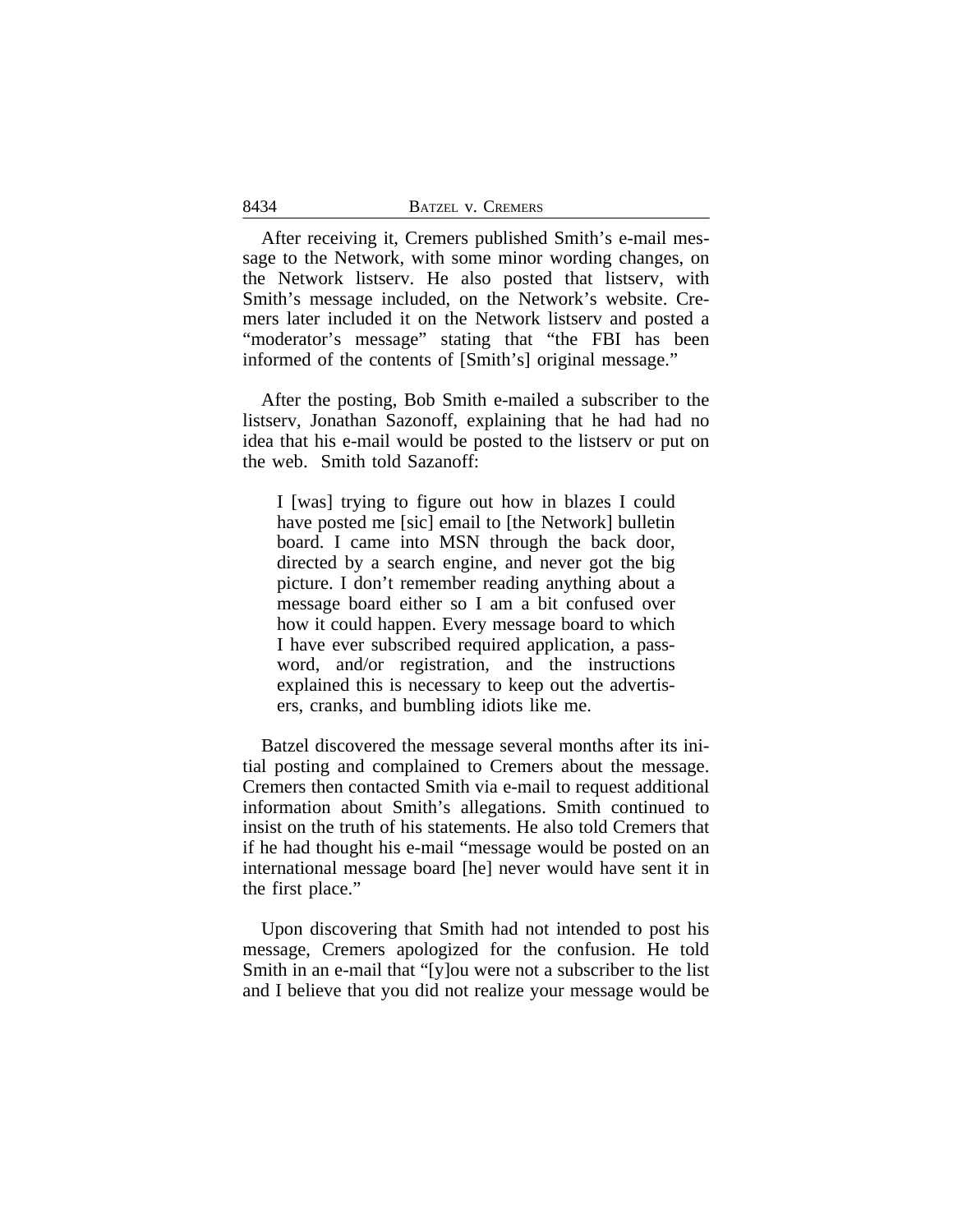After receiving it, Cremers published Smith's e-mail message to the Network, with some minor wording changes, on the Network listserv. He also posted that listserv, with Smith's message included, on the Network's website. Cremers later included it on the Network listserv and posted a "moderator's message" stating that "the FBI has been informed of the contents of [Smith's] original message."

After the posting, Bob Smith e-mailed a subscriber to the listserv, Jonathan Sazonoff, explaining that he had had no idea that his e-mail would be posted to the listserv or put on the web. Smith told Sazanoff:

> I [was] trying to figure out how in blazes I could have posted me [sic] email to [the Network] bulletin board. I came into MSN through the back door, directed by a search engine, and never got the big picture. I don't remember reading anything about a message board either so I am a bit confused over how it could happen. Every message board to which I have ever subscribed required application, a password, and/or registration, and the instructions explained this is necessary to keep out the advertisers, cranks, and bumbling idiots like me.

Batzel discovered the message several months after its initial posting and complained to Cremers about the message. Cremers then contacted Smith via e-mail to request additional information about Smith's allegations. Smith continued to insist on the truth of his statements. He also told Cremers that if he had thought his e-mail "message would be posted on an international message board [he] never would have sent it in the first place."

Upon discovering that Smith had not intended to post his message, Cremers apologized for the confusion. He told Smith in an e-mail that "[y]ou were not a subscriber to the list and I believe that you did not realize your message would be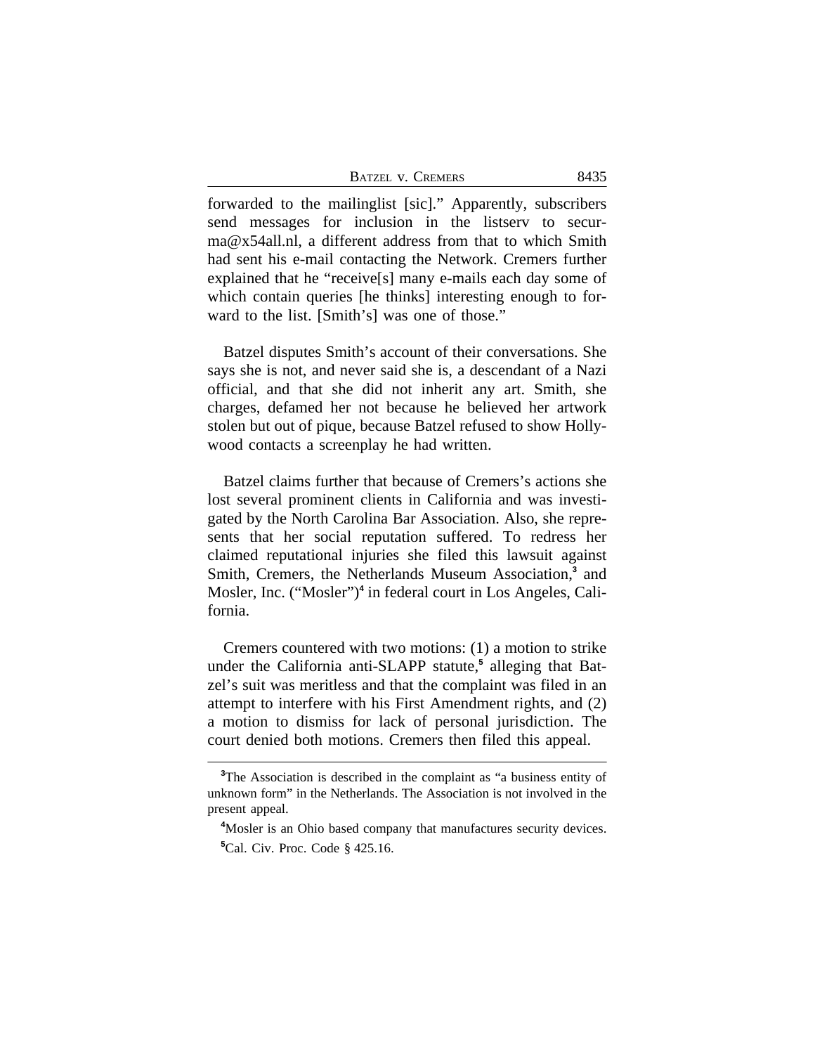forwarded to the mailinglist [sic]." Apparently, subscribers send messages for inclusion in the listserv to securma@x54all.nl, a different address from that to which Smith had sent his e-mail contacting the Network. Cremers further explained that he "receive[s] many e-mails each day some of which contain queries [he thinks] interesting enough to forward to the list. [Smith's] was one of those."

Batzel disputes Smith's account of their conversations. She says she is not, and never said she is, a descendant of a Nazi official, and that she did not inherit any art. Smith, she charges, defamed her not because he believed her artwork stolen but out of pique, because Batzel refused to show Hollywood contacts a screenplay he had written.

Batzel claims further that because of Cremers's actions she lost several prominent clients in California and was investigated by the North Carolina Bar Association. Also, she represents that her social reputation suffered. To redress her claimed reputational injuries she filed this lawsuit against Smith, Cremers, the Netherlands Museum Association,[3] and Mosler, Inc. ("Mosler")[4] in federal court in Los Angeles, California.

Cremers countered with two motions: (1) a motion to strike under the California anti-SLAPP statute,[5] alleging that Batzel's suit was meritless and that the complaint was filed in an attempt to interfere with his First Amendment rights, and (2) a motion to dismiss for lack of personal jurisdiction. The court denied both motions. Cremers then filed this appeal.

---

[3]The Association is described in the complaint as "a business entity of unknown form" in the Netherlands. The Association is not involved in the present appeal.

[4]Mosler is an Ohio based company that manufactures security devices.

[5]Cal. Civ. Proc. Code § 425.16.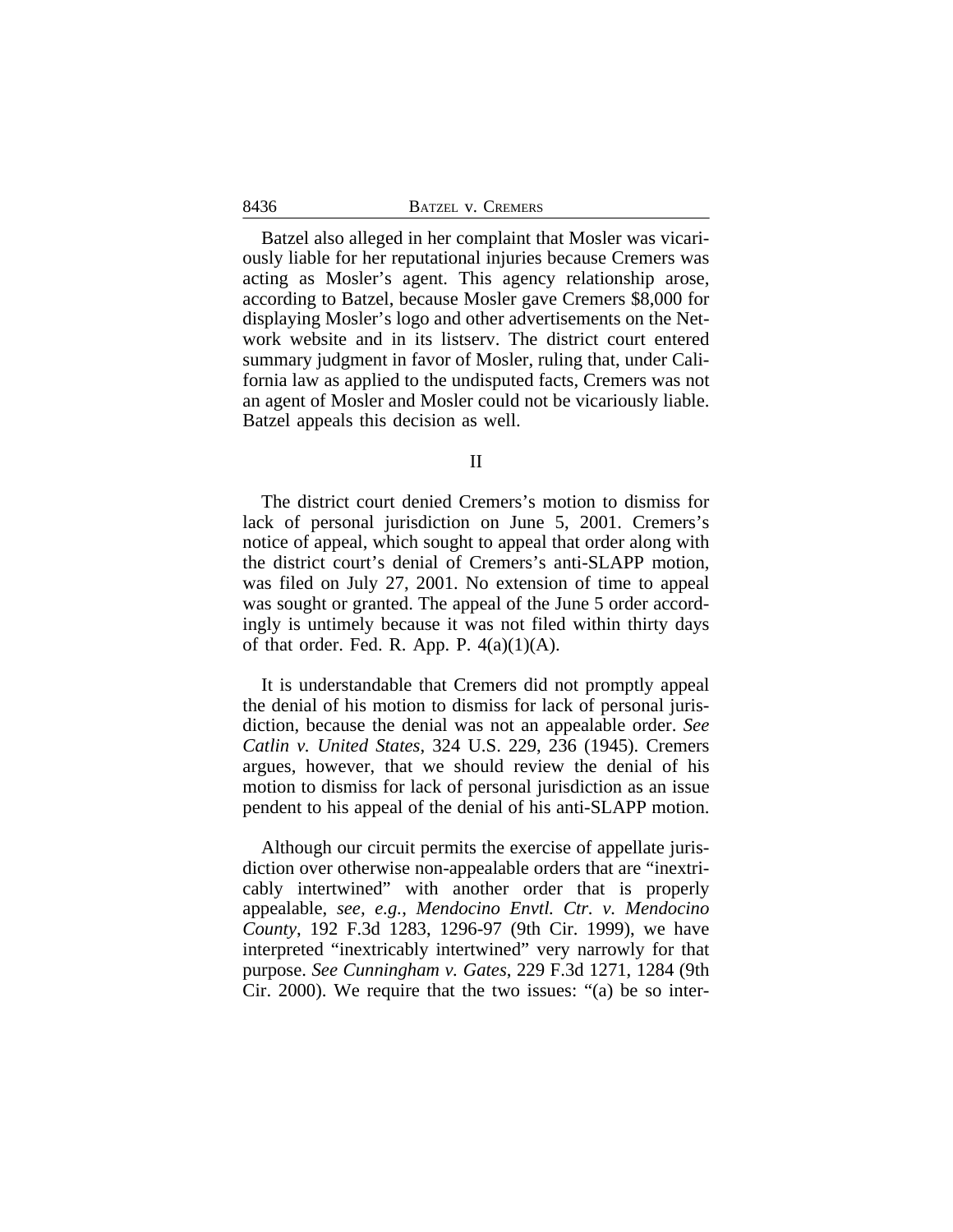Batzel also alleged in her complaint that Mosler was vicariously liable for her reputational injuries because Cremers was acting as Mosler's agent. This agency relationship arose, according to Batzel, because Mosler gave Cremers $8,000 for displaying Mosler's logo and other advertisements on the Network website and in its listserv. The district court entered summary judgment in favor of Mosler, ruling that, under California law as applied to the undisputed facts, Cremers was not an agent of Mosler and Mosler could not be vicariously liable. Batzel appeals this decision as well.

## II

The district court denied Cremers's motion to dismiss for lack of personal jurisdiction on June 5, 2001. Cremers's notice of appeal, which sought to appeal that order along with the district court's denial of Cremers's anti-SLAPP motion, was filed on July 27, 2001. No extension of time to appeal was sought or granted. The appeal of the June 5 order accordingly is untimely because it was not filed within thirty days of that order. Fed. R. App. P. 4(a)(1)(A).

It is understandable that Cremers did not promptly appeal the denial of his motion to dismiss for lack of personal jurisdiction, because the denial was not an appealable order. *See Catlin v. United States*, 324 U.S. 229, 236 (1945). Cremers argues, however, that we should review the denial of his motion to dismiss for lack of personal jurisdiction as an issue pendent to his appeal of the denial of his anti-SLAPP motion.

Although our circuit permits the exercise of appellate jurisdiction over otherwise non-appealable orders that are "inextricably intertwined" with another order that is properly appealable, *see, e.g.*, *Mendocino Envtl. Ctr. v. Mendocino County*, 192 F.3d 1283, 1296-97 (9th Cir. 1999), we have interpreted "inextricably intertwined" very narrowly for that purpose. *See Cunningham v. Gates*, 229 F.3d 1271, 1284 (9th Cir. 2000). We require that the two issues: "(a) be so inter-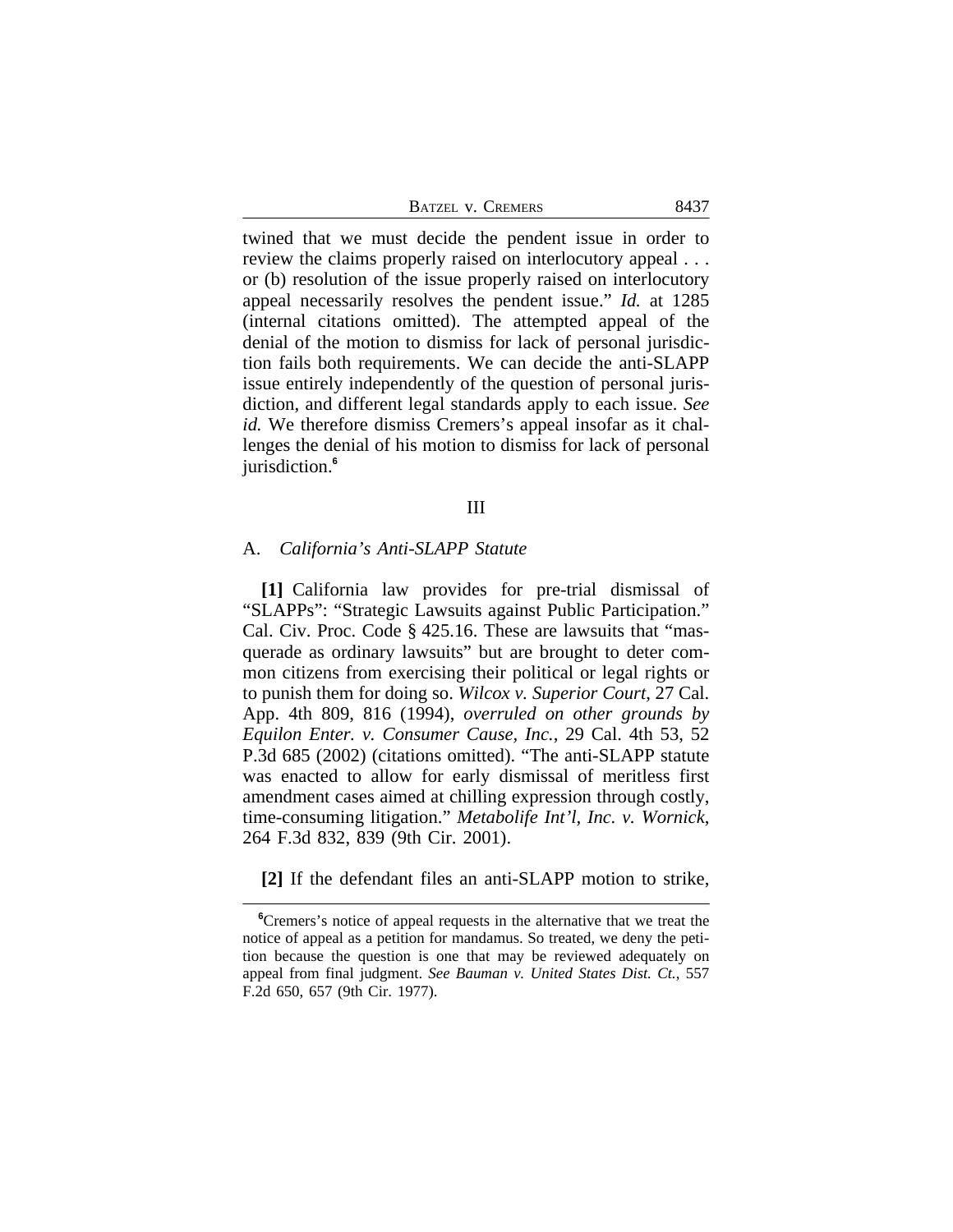twined that we must decide the pendent issue in order to review the claims properly raised on interlocutory appeal . . . or (b) resolution of the issue properly raised on interlocutory appeal necessarily resolves the pendent issue." *Id.* at 1285 (internal citations omitted). The attempted appeal of the denial of the motion to dismiss for lack of personal jurisdiction fails both requirements. We can decide the anti-SLAPP issue entirely independently of the question of personal jurisdiction, and different legal standards apply to each issue. *See id.* We therefore dismiss Cremers's appeal insofar as it challenges the denial of his motion to dismiss for lack of personal jurisdiction.[6]

## III

### A. *California's Anti-SLAPP Statute*

**[1]** California law provides for pre-trial dismissal of "SLAPPs": "Strategic Lawsuits against Public Participation." Cal. Civ. Proc. Code § 425.16. These are lawsuits that "masquerade as ordinary lawsuits" but are brought to deter common citizens from exercising their political or legal rights or to punish them for doing so. *Wilcox v. Superior Court*, 27 Cal. App. 4th 809, 816 (1994), *overruled on other grounds by Equilon Enter. v. Consumer Cause, Inc.*, 29 Cal. 4th 53, 52 P.3d 685 (2002) (citations omitted). "The anti-SLAPP statute was enacted to allow for early dismissal of meritless first amendment cases aimed at chilling expression through costly, time-consuming litigation." *Metabolife Int'l, Inc. v. Wornick*, 264 F.3d 832, 839 (9th Cir. 2001).

**[2]** If the defendant files an anti-SLAPP motion to strike,

---

[6]Cremers's notice of appeal requests in the alternative that we treat the notice of appeal as a petition for mandamus. So treated, we deny the petition because the question is one that may be reviewed adequately on appeal from final judgment. *See Bauman v. United States Dist. Ct.*, 557 F.2d 650, 657 (9th Cir. 1977).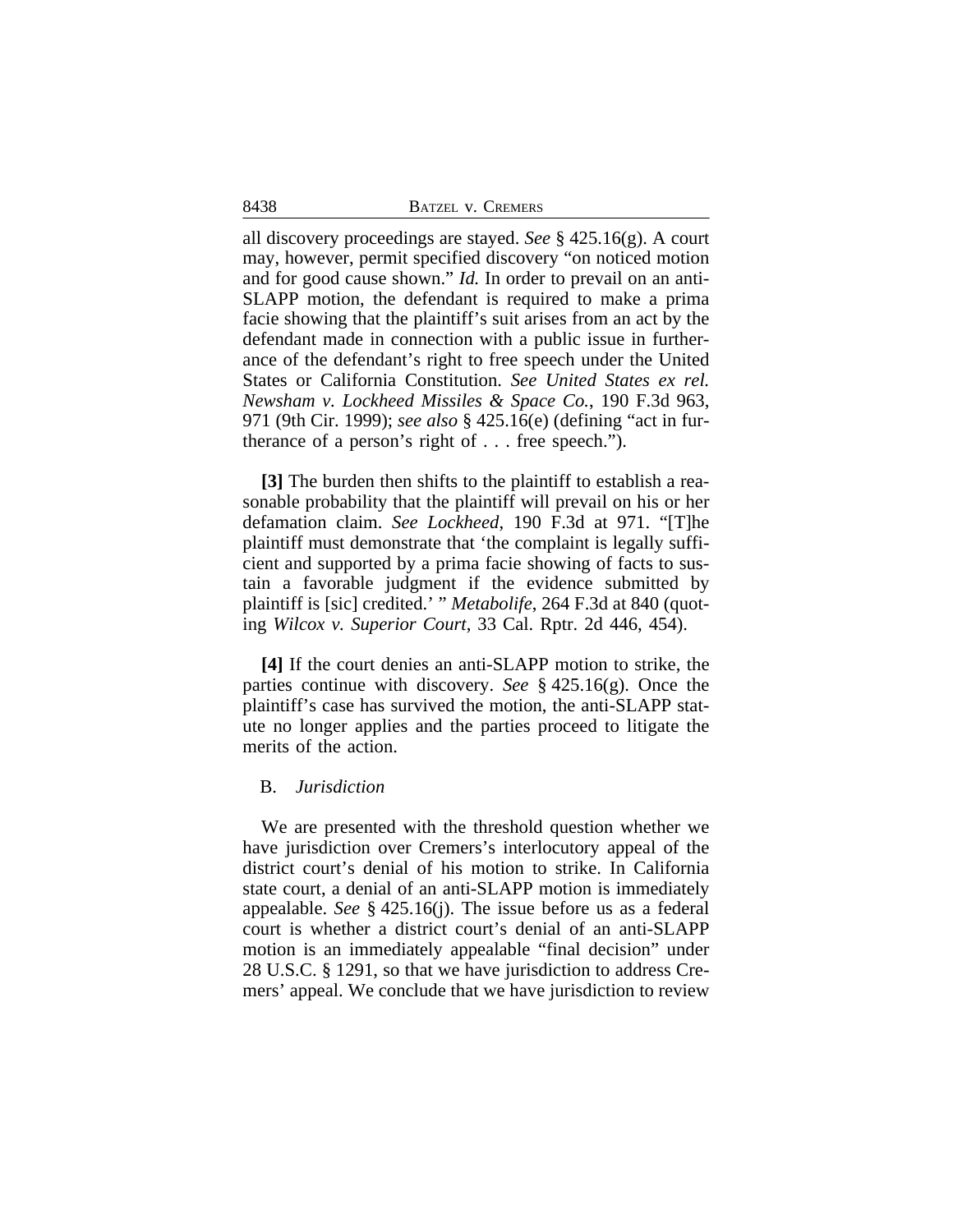all discovery proceedings are stayed. *See* § 425.16(g). A court may, however, permit specified discovery "on noticed motion and for good cause shown." *Id.* In order to prevail on an anti-SLAPP motion, the defendant is required to make a prima facie showing that the plaintiff's suit arises from an act by the defendant made in connection with a public issue in furtherance of the defendant's right to free speech under the United States or California Constitution. *See United States ex rel. Newsham v. Lockheed Missiles & Space Co.*, 190 F.3d 963, 971 (9th Cir. 1999); *see also* § 425.16(e) (defining "act in furtherance of a person's right of . . . free speech.").

**[3]** The burden then shifts to the plaintiff to establish a reasonable probability that the plaintiff will prevail on his or her defamation claim. *See Lockheed*, 190 F.3d at 971. "[T]he plaintiff must demonstrate that 'the complaint is legally sufficient and supported by a prima facie showing of facts to sustain a favorable judgment if the evidence submitted by plaintiff is [sic] credited.' " *Metabolife*, 264 F.3d at 840 (quoting *Wilcox v. Superior Court*, 33 Cal. Rptr. 2d 446, 454).

**[4]** If the court denies an anti-SLAPP motion to strike, the parties continue with discovery. *See* § 425.16(g). Once the plaintiff's case has survived the motion, the anti-SLAPP statute no longer applies and the parties proceed to litigate the merits of the action.

B. *Jurisdiction*

We are presented with the threshold question whether we have jurisdiction over Cremers's interlocutory appeal of the district court's denial of his motion to strike. In California state court, a denial of an anti-SLAPP motion is immediately appealable. *See* § 425.16(j). The issue before us as a federal court is whether a district court's denial of an anti-SLAPP motion is an immediately appealable "final decision" under 28 U.S.C. § 1291, so that we have jurisdiction to address Cremers' appeal. We conclude that we have jurisdiction to review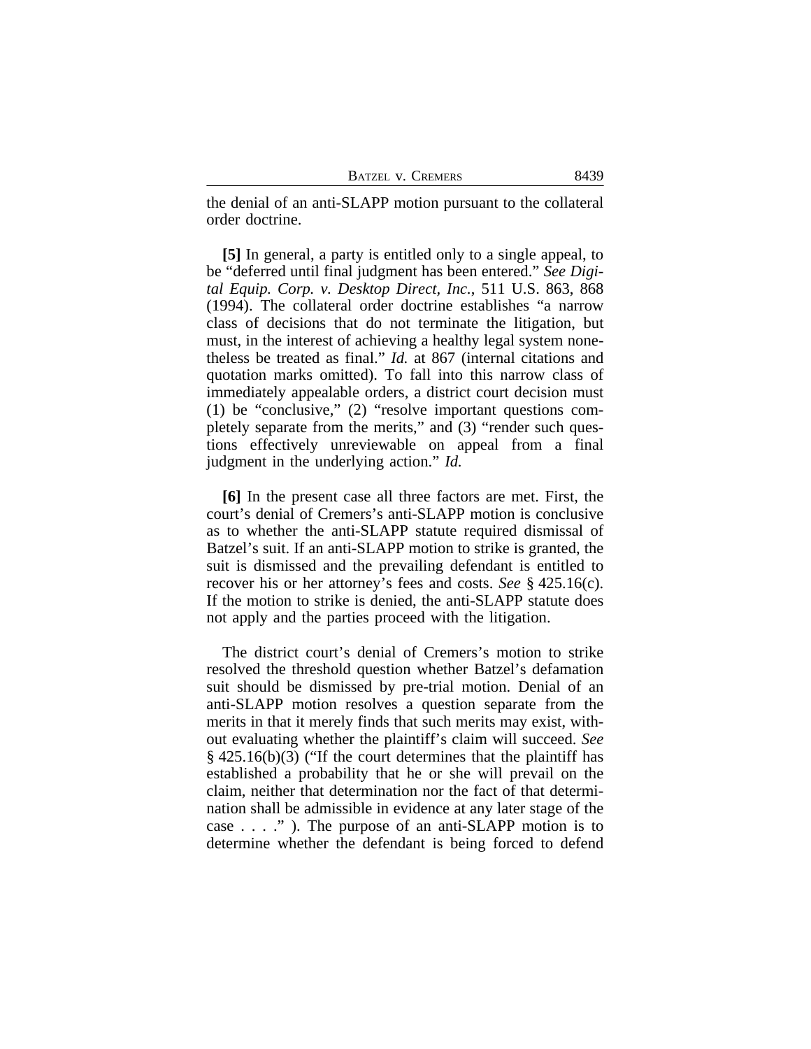the denial of an anti-SLAPP motion pursuant to the collateral order doctrine.

**[5]** In general, a party is entitled only to a single appeal, to be "deferred until final judgment has been entered." *See Digital Equip. Corp. v. Desktop Direct, Inc.*, 511 U.S. 863, 868 (1994). The collateral order doctrine establishes "a narrow class of decisions that do not terminate the litigation, but must, in the interest of achieving a healthy legal system nonetheless be treated as final." *Id.* at 867 (internal citations and quotation marks omitted). To fall into this narrow class of immediately appealable orders, a district court decision must (1) be "conclusive," (2) "resolve important questions completely separate from the merits," and (3) "render such questions effectively unreviewable on appeal from a final judgment in the underlying action." *Id.*

**[6]** In the present case all three factors are met. First, the court's denial of Cremers's anti-SLAPP motion is conclusive as to whether the anti-SLAPP statute required dismissal of Batzel's suit. If an anti-SLAPP motion to strike is granted, the suit is dismissed and the prevailing defendant is entitled to recover his or her attorney's fees and costs. *See* § 425.16(c). If the motion to strike is denied, the anti-SLAPP statute does not apply and the parties proceed with the litigation.

The district court's denial of Cremers's motion to strike resolved the threshold question whether Batzel's defamation suit should be dismissed by pre-trial motion. Denial of an anti-SLAPP motion resolves a question separate from the merits in that it merely finds that such merits may exist, without evaluating whether the plaintiff's claim will succeed. *See* § 425.16(b)(3) ("If the court determines that the plaintiff has established a probability that he or she will prevail on the claim, neither that determination nor the fact of that determination shall be admissible in evidence at any later stage of the case . . . ." ). The purpose of an anti-SLAPP motion is to determine whether the defendant is being forced to defend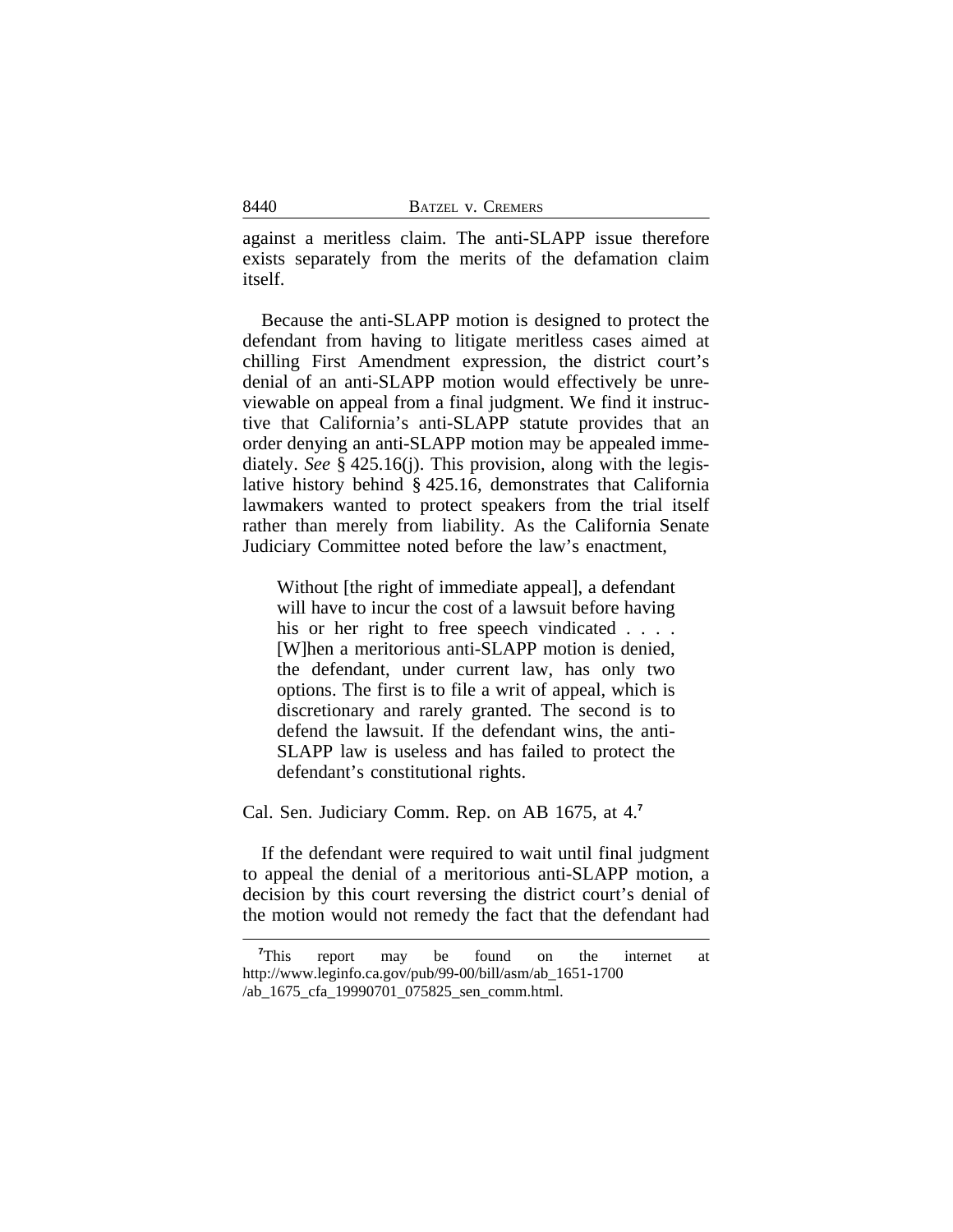against a meritless claim. The anti-SLAPP issue therefore exists separately from the merits of the defamation claim itself.

Because the anti-SLAPP motion is designed to protect the defendant from having to litigate meritless cases aimed at chilling First Amendment expression, the district court's denial of an anti-SLAPP motion would effectively be unreviewable on appeal from a final judgment. We find it instructive that California's anti-SLAPP statute provides that an order denying an anti-SLAPP motion may be appealed immediately. *See* § 425.16(j). This provision, along with the legislative history behind § 425.16, demonstrates that California lawmakers wanted to protect speakers from the trial itself rather than merely from liability. As the California Senate Judiciary Committee noted before the law's enactment,

> Without [the right of immediate appeal], a defendant will have to incur the cost of a lawsuit before having his or her right to free speech vindicated . . . . [W]hen a meritorious anti-SLAPP motion is denied, the defendant, under current law, has only two options. The first is to file a writ of appeal, which is discretionary and rarely granted. The second is to defend the lawsuit. If the defendant wins, the anti-SLAPP law is useless and has failed to protect the defendant's constitutional rights.

Cal. Sen. Judiciary Comm. Rep. on AB 1675, at 4.[7]

If the defendant were required to wait until final judgment to appeal the denial of a meritorious anti-SLAPP motion, a decision by this court reversing the district court's denial of the motion would not remedy the fact that the defendant had

---

[7]This report may be found on the internet at http://www.leginfo.ca.gov/pub/99-00/bill/asm/ab_1651-1700/ab_1675_cfa_19990701_075825_sen_comm.html.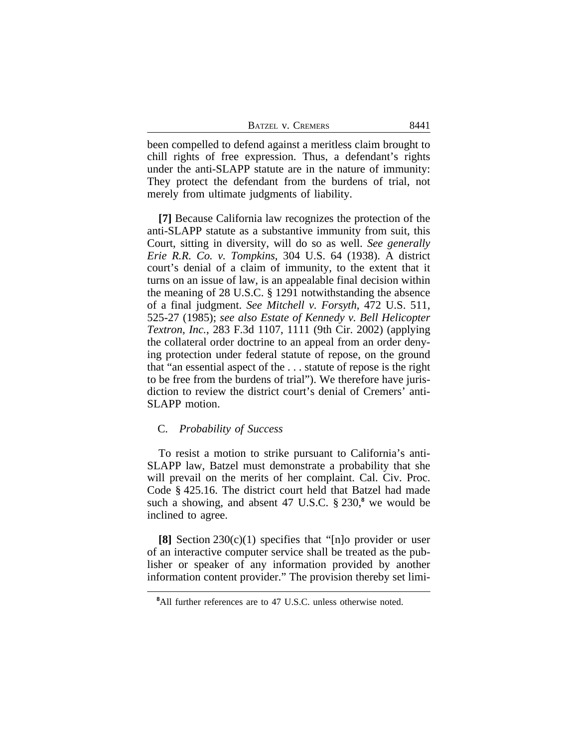been compelled to defend against a meritless claim brought to chill rights of free expression. Thus, a defendant's rights under the anti-SLAPP statute are in the nature of immunity: They protect the defendant from the burdens of trial, not merely from ultimate judgments of liability.

**[7]** Because California law recognizes the protection of the anti-SLAPP statute as a substantive immunity from suit, this Court, sitting in diversity, will do so as well. *See generally Erie R.R. Co. v. Tompkins*, 304 U.S. 64 (1938). A district court's denial of a claim of immunity, to the extent that it turns on an issue of law, is an appealable final decision within the meaning of 28 U.S.C. § 1291 notwithstanding the absence of a final judgment. *See Mitchell v. Forsyth*, 472 U.S. 511, 525-27 (1985); *see also Estate of Kennedy v. Bell Helicopter Textron, Inc.*, 283 F.3d 1107, 1111 (9th Cir. 2002) (applying the collateral order doctrine to an appeal from an order denying protection under federal statute of repose, on the ground that "an essential aspect of the . . . statute of repose is the right to be free from the burdens of trial"). We therefore have jurisdiction to review the district court's denial of Cremers' anti-SLAPP motion.

C. *Probability of Success*

To resist a motion to strike pursuant to California's anti-SLAPP law, Batzel must demonstrate a probability that she will prevail on the merits of her complaint. Cal. Civ. Proc. Code § 425.16. The district court held that Batzel had made such a showing, and absent 47 U.S.C. § 230,[8] we would be inclined to agree.

**[8]** Section 230(c)(1) specifies that "[n]o provider or user of an interactive computer service shall be treated as the publisher or speaker of any information provided by another information content provider." The provision thereby set limi-

[8]All further references are to 47 U.S.C. unless otherwise noted.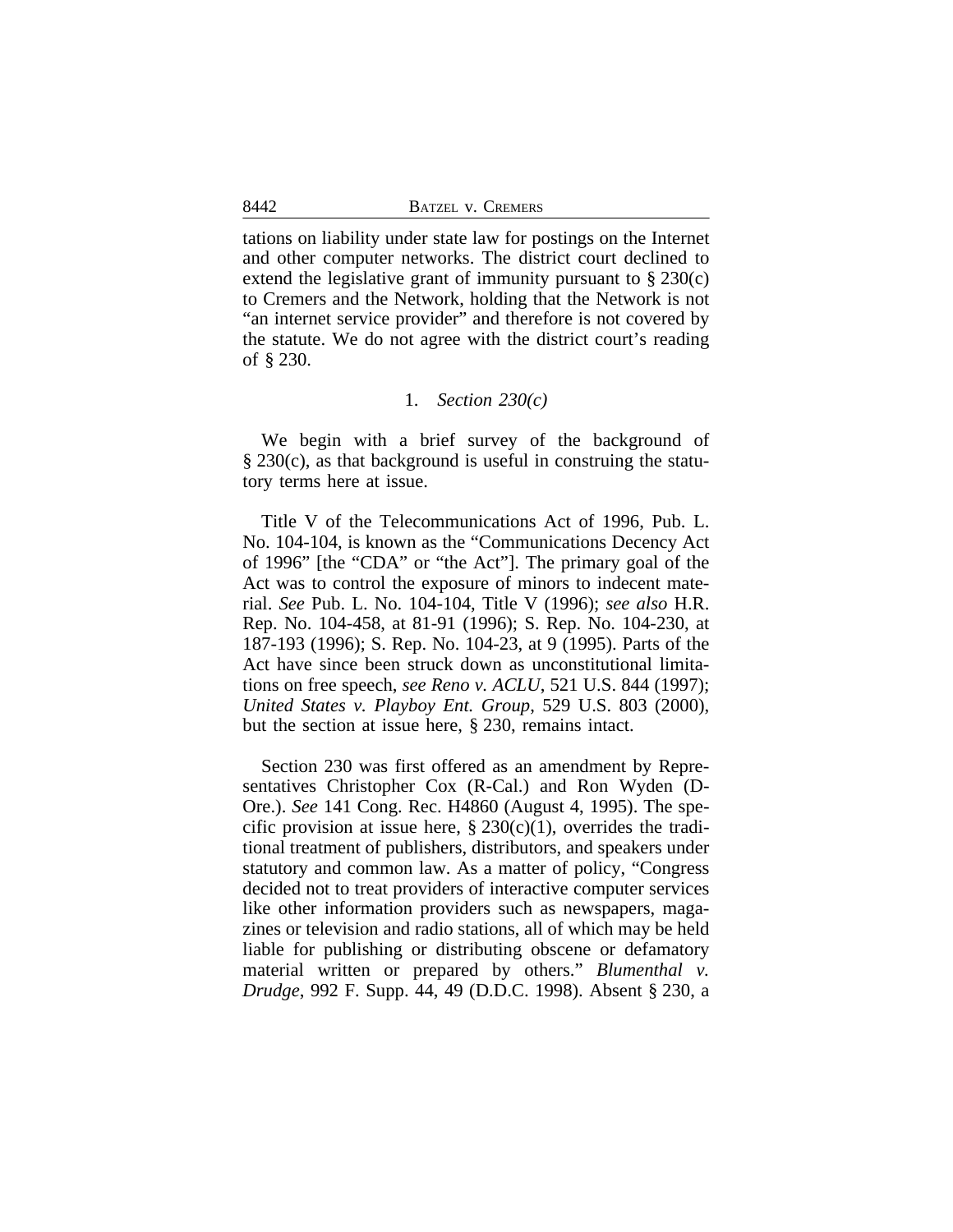tations on liability under state law for postings on the Internet and other computer networks. The district court declined to extend the legislative grant of immunity pursuant to § 230(c) to Cremers and the Network, holding that the Network is not "an internet service provider" and therefore is not covered by the statute. We do not agree with the district court's reading of § 230.

### 1. *Section 230(c)*

We begin with a brief survey of the background of § 230(c), as that background is useful in construing the statutory terms here at issue.

Title V of the Telecommunications Act of 1996, Pub. L. No. 104-104, is known as the "Communications Decency Act of 1996" [the "CDA" or "the Act"]. The primary goal of the Act was to control the exposure of minors to indecent material. *See* Pub. L. No. 104-104, Title V (1996); *see also* H.R. Rep. No. 104-458, at 81-91 (1996); S. Rep. No. 104-230, at 187-193 (1996); S. Rep. No. 104-23, at 9 (1995). Parts of the Act have since been struck down as unconstitutional limitations on free speech, *see Reno v. ACLU*, 521 U.S. 844 (1997); *United States v. Playboy Ent. Group*, 529 U.S. 803 (2000), but the section at issue here, § 230, remains intact.

Section 230 was first offered as an amendment by Representatives Christopher Cox (R-Cal.) and Ron Wyden (D-Ore.). *See* 141 Cong. Rec. H4860 (August 4, 1995). The specific provision at issue here, § 230(c)(1), overrides the traditional treatment of publishers, distributors, and speakers under statutory and common law. As a matter of policy, "Congress decided not to treat providers of interactive computer services like other information providers such as newspapers, magazines or television and radio stations, all of which may be held liable for publishing or distributing obscene or defamatory material written or prepared by others." *Blumenthal v. Drudge*, 992 F. Supp. 44, 49 (D.D.C. 1998). Absent § 230, a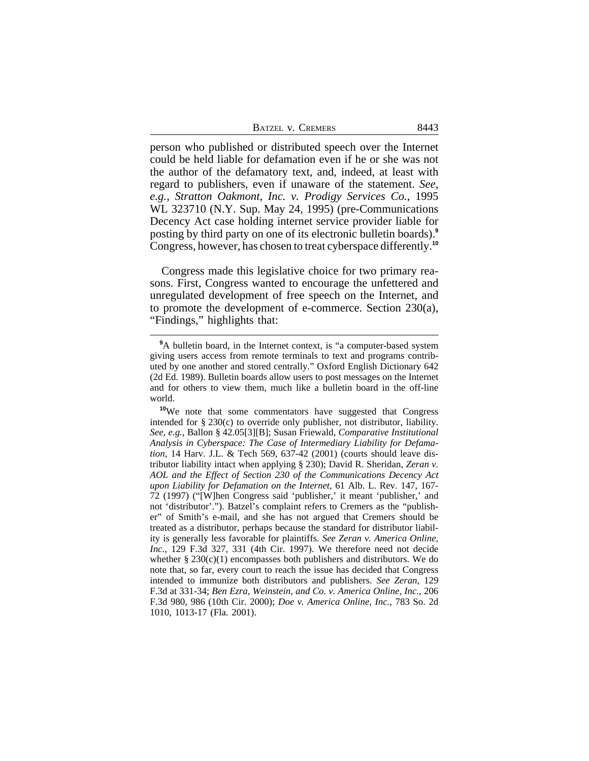person who published or distributed speech over the Internet could be held liable for defamation even if he or she was not the author of the defamatory text, and, indeed, at least with regard to publishers, even if unaware of the statement. *See, e.g.*, *Stratton Oakmont, Inc. v. Prodigy Services Co.*, 1995 WL 323710 (N.Y. Sup. May 24, 1995) (pre-Communications Decency Act case holding internet service provider liable for posting by third party on one of its electronic bulletin boards).[9] Congress, however, has chosen to treat cyberspace differently.[10]

Congress made this legislative choice for two primary reasons. First, Congress wanted to encourage the unfettered and unregulated development of free speech on the Internet, and to promote the development of e-commerce. Section 230(a), "Findings," highlights that:

---

[9]A bulletin board, in the Internet context, is "a computer-based system giving users access from remote terminals to text and programs contributed by one another and stored centrally." Oxford English Dictionary 642 (2d Ed. 1989). Bulletin boards allow users to post messages on the Internet and for others to view them, much like a bulletin board in the off-line world.

[10]We note that some commentators have suggested that Congress intended for § 230(c) to override only publisher, not distributor, liability. *See, e.g.*, Ballon § 42.05[3][B]; Susan Friewald, *Comparative Institutional Analysis in Cyberspace: The Case of Intermediary Liability for Defamation*, 14 Harv. J.L. & Tech 569, 637-42 (2001) (courts should leave distributor liability intact when applying § 230); David R. Sheridan, *Zeran v. AOL and the Effect of Section 230 of the Communications Decency Act upon Liability for Defamation on the Internet*, 61 Alb. L. Rev. 147, 167-72 (1997) ("[W]hen Congress said 'publisher,' it meant 'publisher,' and not 'distributor'."). Batzel's complaint refers to Cremers as the "publisher" of Smith's e-mail, and she has not argued that Cremers should be treated as a distributor, perhaps because the standard for distributor liability is generally less favorable for plaintiffs. *See Zeran v. America Online, Inc.*, 129 F.3d 327, 331 (4th Cir. 1997). We therefore need not decide whether § 230(c)(1) encompasses both publishers and distributors. We do note that, so far, every court to reach the issue has decided that Congress intended to immunize both distributors and publishers. *See Zeran*, 129 F.3d at 331-34; *Ben Ezra, Weinstein, and Co. v. America Online, Inc.*, 206 F.3d 980, 986 (10th Cir. 2000); *Doe v. America Online, Inc.*, 783 So. 2d 1010, 1013-17 (Fla. 2001).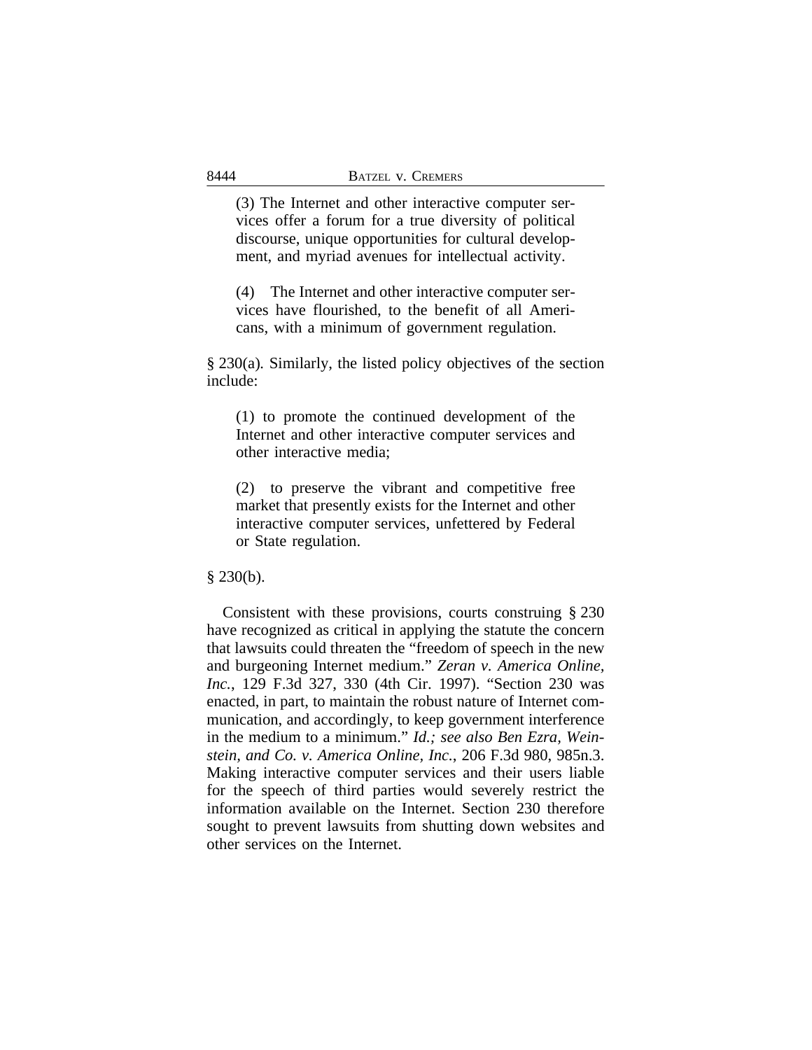> (3) The Internet and other interactive computer services offer a forum for a true diversity of political discourse, unique opportunities for cultural development, and myriad avenues for intellectual activity.
>
> (4) The Internet and other interactive computer services have flourished, to the benefit of all Americans, with a minimum of government regulation.

§ 230(a). Similarly, the listed policy objectives of the section include:

> (1) to promote the continued development of the Internet and other interactive computer services and other interactive media;
>
> (2) to preserve the vibrant and competitive free market that presently exists for the Internet and other interactive computer services, unfettered by Federal or State regulation.

§ 230(b).

Consistent with these provisions, courts construing § 230 have recognized as critical in applying the statute the concern that lawsuits could threaten the "freedom of speech in the new and burgeoning Internet medium." *Zeran v. America Online, Inc.*, 129 F.3d 327, 330 (4th Cir. 1997). "Section 230 was enacted, in part, to maintain the robust nature of Internet communication, and accordingly, to keep government interference in the medium to a minimum." *Id.; see also Ben Ezra, Weinstein, and Co. v. America Online, Inc.*, 206 F.3d 980, 985n.3. Making interactive computer services and their users liable for the speech of third parties would severely restrict the information available on the Internet. Section 230 therefore sought to prevent lawsuits from shutting down websites and other services on the Internet.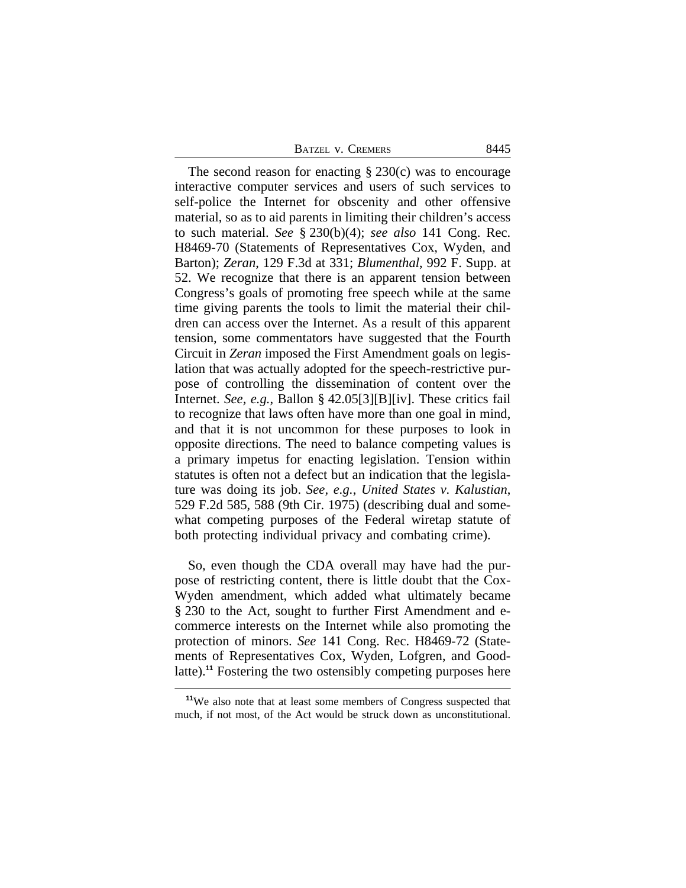The second reason for enacting § 230(c) was to encourage interactive computer services and users of such services to self-police the Internet for obscenity and other offensive material, so as to aid parents in limiting their children's access to such material. *See* § 230(b)(4); *see also* 141 Cong. Rec. H8469-70 (Statements of Representatives Cox, Wyden, and Barton); *Zeran*, 129 F.3d at 331; *Blumenthal*, 992 F. Supp. at 52. We recognize that there is an apparent tension between Congress's goals of promoting free speech while at the same time giving parents the tools to limit the material their children can access over the Internet. As a result of this apparent tension, some commentators have suggested that the Fourth Circuit in *Zeran* imposed the First Amendment goals on legislation that was actually adopted for the speech-restrictive purpose of controlling the dissemination of content over the Internet. *See, e.g.*, Ballon § 42.05[3][B][iv]. These critics fail to recognize that laws often have more than one goal in mind, and that it is not uncommon for these purposes to look in opposite directions. The need to balance competing values is a primary impetus for enacting legislation. Tension within statutes is often not a defect but an indication that the legislature was doing its job. *See, e.g.*, *United States v. Kalustian*, 529 F.2d 585, 588 (9th Cir. 1975) (describing dual and somewhat competing purposes of the Federal wiretap statute of both protecting individual privacy and combating crime).

So, even though the CDA overall may have had the purpose of restricting content, there is little doubt that the Cox-Wyden amendment, which added what ultimately became § 230 to the Act, sought to further First Amendment and e-commerce interests on the Internet while also promoting the protection of minors. *See* 141 Cong. Rec. H8469-72 (Statements of Representatives Cox, Wyden, Lofgren, and Goodlatte).[11] Fostering the two ostensibly competing purposes here

[11]We also note that at least some members of Congress suspected that much, if not most, of the Act would be struck down as unconstitutional.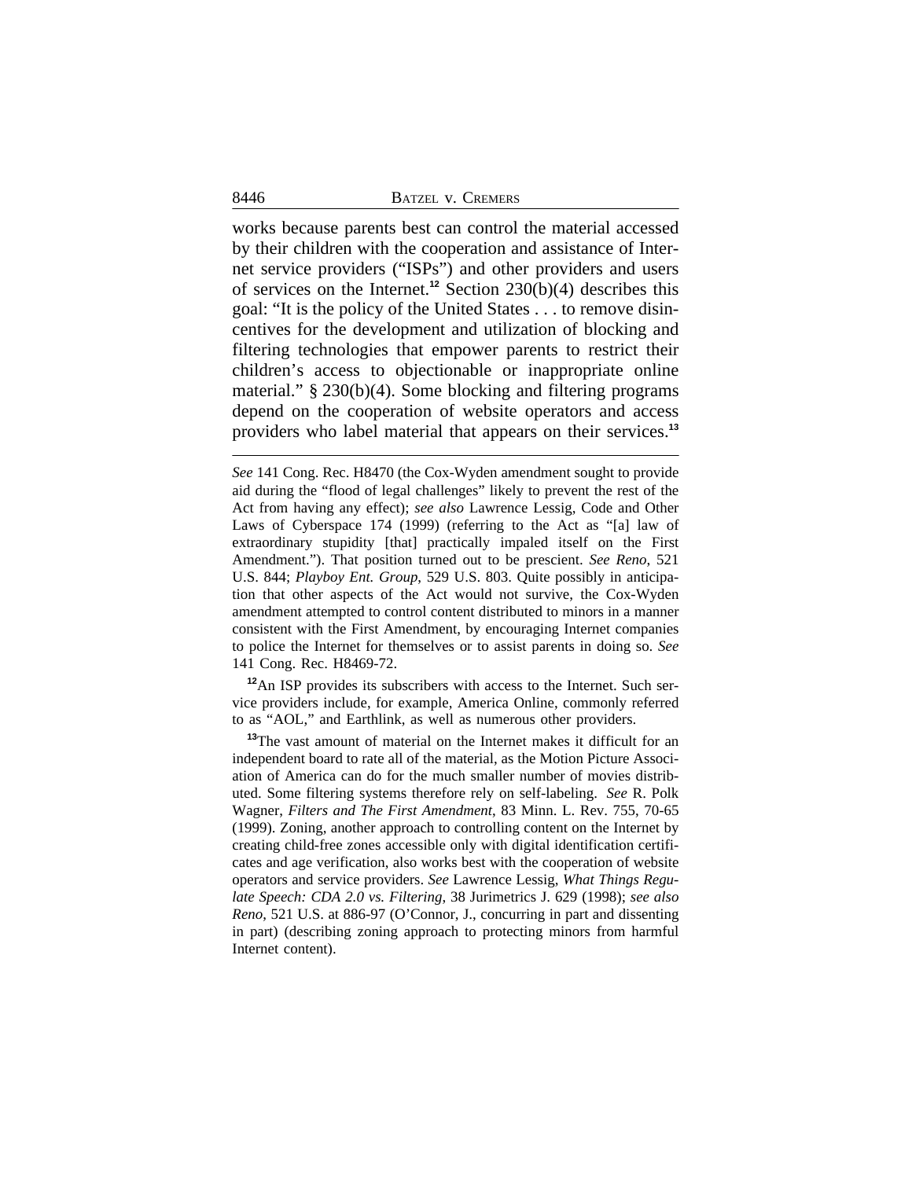works because parents best can control the material accessed by their children with the cooperation and assistance of Internet service providers ("ISPs") and other providers and users of services on the Internet.[12] Section 230(b)(4) describes this goal: "It is the policy of the United States . . . to remove disincentives for the development and utilization of blocking and filtering technologies that empower parents to restrict their children's access to objectionable or inappropriate online material." § 230(b)(4). Some blocking and filtering programs depend on the cooperation of website operators and access providers who label material that appears on their services.[13]

---

*See* 141 Cong. Rec. H8470 (the Cox-Wyden amendment sought to provide aid during the "flood of legal challenges" likely to prevent the rest of the Act from having any effect); *see also* Lawrence Lessig, Code and Other Laws of Cyberspace 174 (1999) (referring to the Act as "[a] law of extraordinary stupidity [that] practically impaled itself on the First Amendment."). That position turned out to be prescient. *See Reno*, 521 U.S. 844; *Playboy Ent. Group*, 529 U.S. 803. Quite possibly in anticipation that other aspects of the Act would not survive, the Cox-Wyden amendment attempted to control content distributed to minors in a manner consistent with the First Amendment, by encouraging Internet companies to police the Internet for themselves or to assist parents in doing so. *See* 141 Cong. Rec. H8469-72.

[12] An ISP provides its subscribers with access to the Internet. Such service providers include, for example, America Online, commonly referred to as "AOL," and Earthlink, as well as numerous other providers.

[13] The vast amount of material on the Internet makes it difficult for an independent board to rate all of the material, as the Motion Picture Association of America can do for the much smaller number of movies distributed. Some filtering systems therefore rely on self-labeling. *See* R. Polk Wagner, *Filters and The First Amendment*, 83 Minn. L. Rev. 755, 70-65 (1999). Zoning, another approach to controlling content on the Internet by creating child-free zones accessible only with digital identification certificates and age verification, also works best with the cooperation of website operators and service providers. *See* Lawrence Lessig, *What Things Regulate Speech: CDA 2.0 vs. Filtering*, 38 Jurimetrics J. 629 (1998); *see also Reno*, 521 U.S. at 886-97 (O'Connor, J., concurring in part and dissenting in part) (describing zoning approach to protecting minors from harmful Internet content).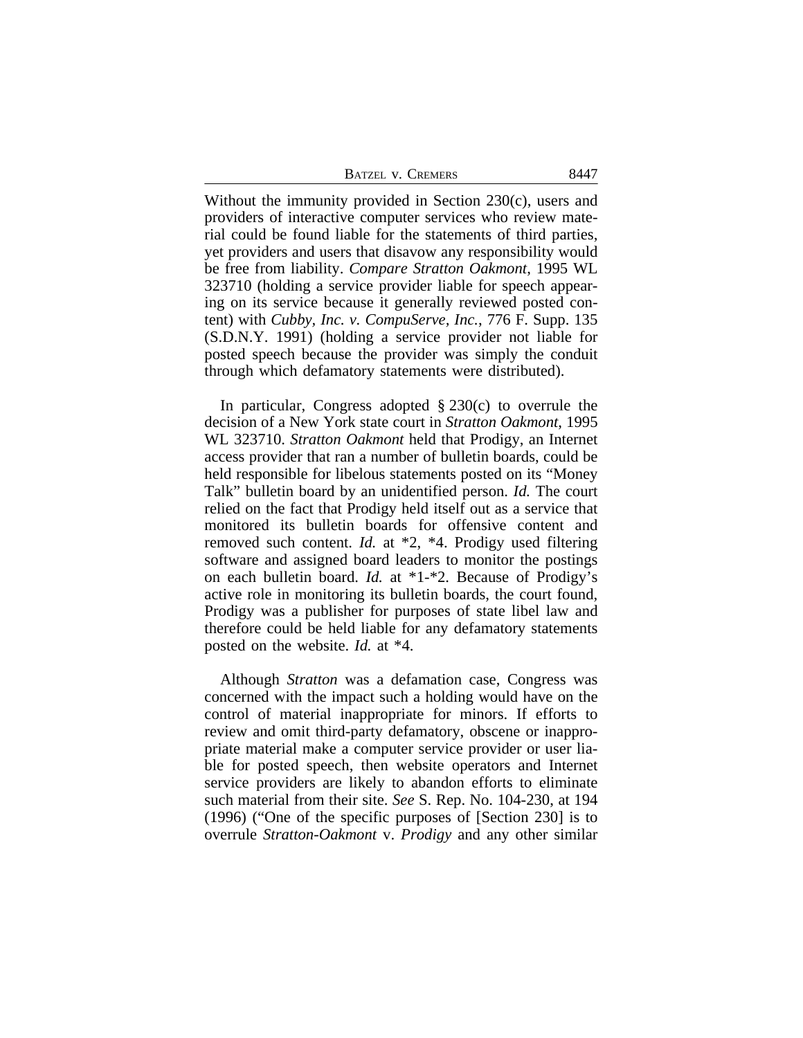Without the immunity provided in Section 230(c), users and providers of interactive computer services who review material could be found liable for the statements of third parties, yet providers and users that disavow any responsibility would be free from liability. *Compare Stratton Oakmont*, 1995 WL 323710 (holding a service provider liable for speech appearing on its service because it generally reviewed posted content) with *Cubby, Inc. v. CompuServe, Inc.*, 776 F. Supp. 135 (S.D.N.Y. 1991) (holding a service provider not liable for posted speech because the provider was simply the conduit through which defamatory statements were distributed).

In particular, Congress adopted § 230(c) to overrule the decision of a New York state court in *Stratton Oakmont*, 1995 WL 323710. *Stratton Oakmont* held that Prodigy, an Internet access provider that ran a number of bulletin boards, could be held responsible for libelous statements posted on its "Money Talk" bulletin board by an unidentified person. *Id.* The court relied on the fact that Prodigy held itself out as a service that monitored its bulletin boards for offensive content and removed such content. *Id.* at *2, *4. Prodigy used filtering software and assigned board leaders to monitor the postings on each bulletin board. *Id.* at *1-*2. Because of Prodigy's active role in monitoring its bulletin boards, the court found, Prodigy was a publisher for purposes of state libel law and therefore could be held liable for any defamatory statements posted on the website. *Id.* at *4.

Although *Stratton* was a defamation case, Congress was concerned with the impact such a holding would have on the control of material inappropriate for minors. If efforts to review and omit third-party defamatory, obscene or inappropriate material make a computer service provider or user liable for posted speech, then website operators and Internet service providers are likely to abandon efforts to eliminate such material from their site. *See* S. Rep. No. 104-230, at 194 (1996) ("One of the specific purposes of [Section 230] is to overrule *Stratton-Oakmont* v. *Prodigy* and any other similar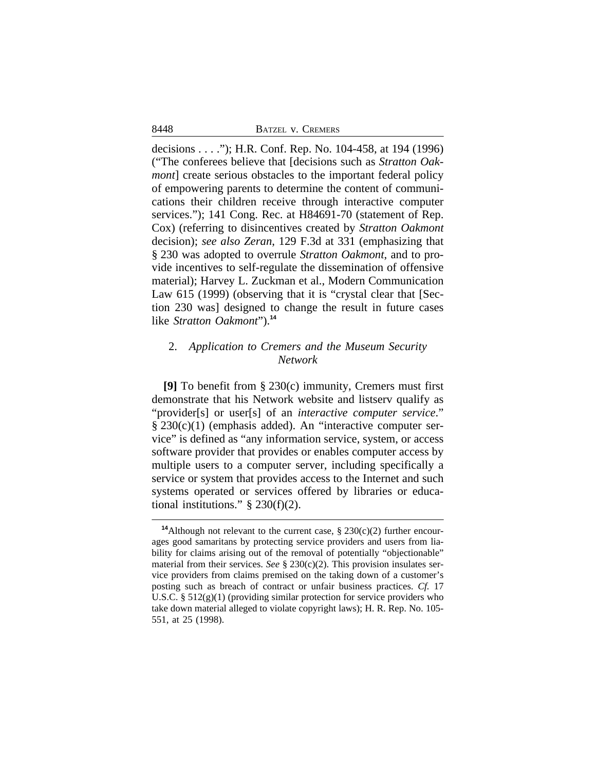decisions . . . ."); H.R. Conf. Rep. No. 104-458, at 194 (1996) ("The conferees believe that [decisions such as *Stratton Oakmont*] create serious obstacles to the important federal policy of empowering parents to determine the content of communications their children receive through interactive computer services."); 141 Cong. Rec. at H84691-70 (statement of Rep. Cox) (referring to disincentives created by *Stratton Oakmont* decision); *see also Zeran*, 129 F.3d at 331 (emphasizing that § 230 was adopted to overrule *Stratton Oakmont*, and to provide incentives to self-regulate the dissemination of offensive material); Harvey L. Zuckman et al., Modern Communication Law 615 (1999) (observing that it is "crystal clear that [Section 230 was] designed to change the result in future cases like *Stratton Oakmont*").[14]

### 2. *Application to Cremers and the Museum Security Network*

**[9]** To benefit from § 230(c) immunity, Cremers must first demonstrate that his Network website and listserv qualify as "provider[s] or user[s] of an *interactive computer service*." § 230(c)(1) (emphasis added). An "interactive computer service" is defined as "any information service, system, or access software provider that provides or enables computer access by multiple users to a computer server, including specifically a service or system that provides access to the Internet and such systems operated or services offered by libraries or educational institutions." § 230(f)(2).

---

[14] Although not relevant to the current case, § 230(c)(2) further encourages good samaritans by protecting service providers and users from liability for claims arising out of the removal of potentially "objectionable" material from their services. *See* § 230(c)(2). This provision insulates service providers from claims premised on the taking down of a customer's posting such as breach of contract or unfair business practices. *Cf.* 17 U.S.C. § 512(g)(1) (providing similar protection for service providers who take down material alleged to violate copyright laws); H. R. Rep. No. 105-551, at 25 (1998).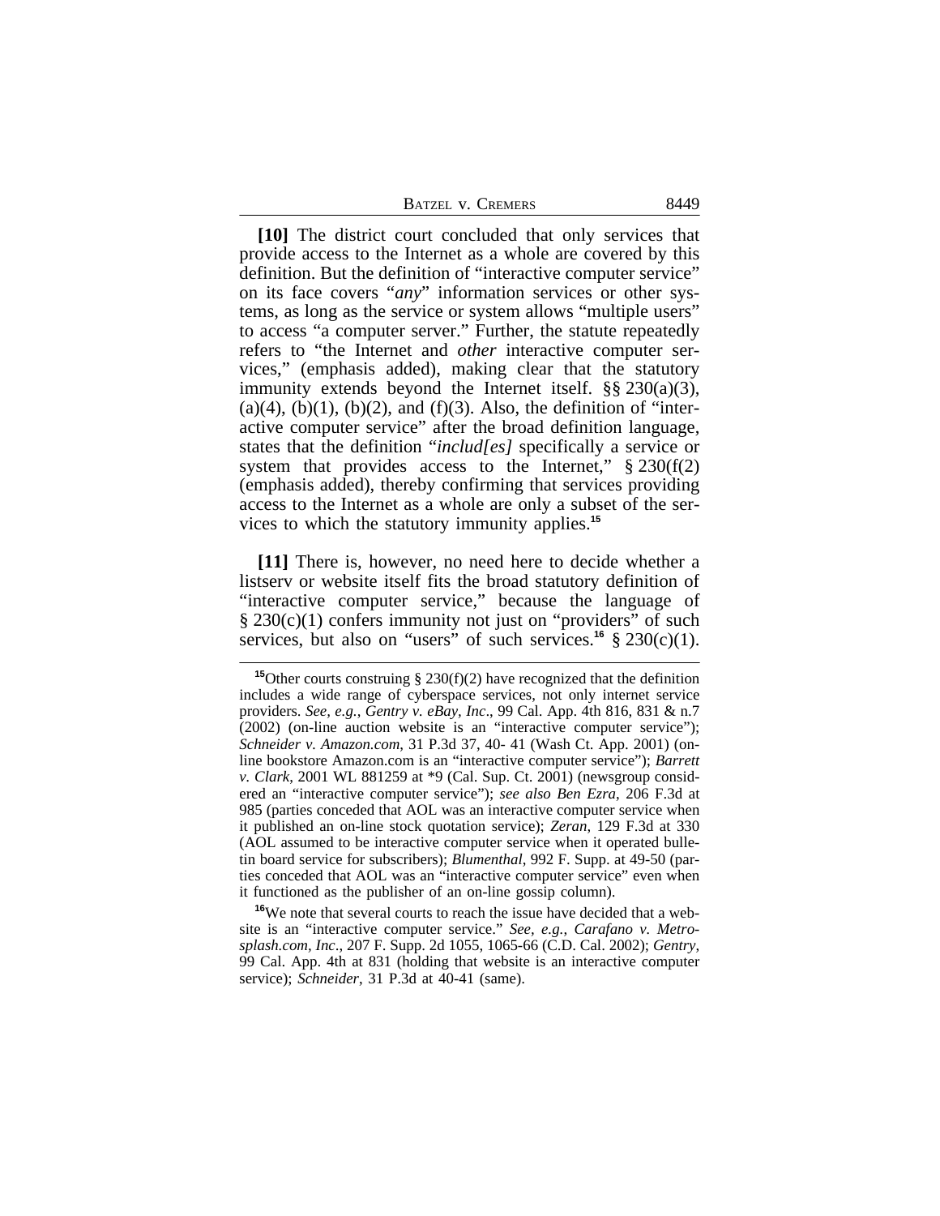**[10]** The district court concluded that only services that provide access to the Internet as a whole are covered by this definition. But the definition of "interactive computer service" on its face covers "*any*" information services or other systems, as long as the service or system allows "multiple users" to access "a computer server." Further, the statute repeatedly refers to "the Internet and *other* interactive computer services," (emphasis added), making clear that the statutory immunity extends beyond the Internet itself. §§ 230(a)(3), (a)(4), (b)(1), (b)(2), and (f)(3). Also, the definition of "interactive computer service" after the broad definition language, states that the definition "*includ[es]* specifically a service or system that provides access to the Internet," § 230(f(2) (emphasis added), thereby confirming that services providing access to the Internet as a whole are only a subset of the services to which the statutory immunity applies.[15]

**[11]** There is, however, no need here to decide whether a listserv or website itself fits the broad statutory definition of "interactive computer service," because the language of § 230(c)(1) confers immunity not just on "providers" of such services, but also on "users" of such services.[16] § 230(c)(1).

[15]Other courts construing § 230(f)(2) have recognized that the definition includes a wide range of cyberspace services, not only internet service providers. *See, e.g., Gentry v. eBay, Inc*., 99 Cal. App. 4th 816, 831 & n.7 (2002) (on-line auction website is an "interactive computer service"); *Schneider v. Amazon.com*, 31 P.3d 37, 40- 41 (Wash Ct. App. 2001) (online bookstore Amazon.com is an "interactive computer service"); *Barrett v. Clark*, 2001 WL 881259 at *9 (Cal. Sup. Ct. 2001) (newsgroup considered an "interactive computer service"); *see also Ben Ezra*, 206 F.3d at 985 (parties conceded that AOL was an interactive computer service when it published an on-line stock quotation service); *Zeran*, 129 F.3d at 330 (AOL assumed to be interactive computer service when it operated bulletin board service for subscribers); *Blumenthal*, 992 F. Supp. at 49-50 (parties conceded that AOL was an "interactive computer service" even when it functioned as the publisher of an on-line gossip column).

[16]We note that several courts to reach the issue have decided that a website is an "interactive computer service." *See, e.g., Carafano v. Metrosplash.com, Inc*., 207 F. Supp. 2d 1055, 1065-66 (C.D. Cal. 2002); *Gentry*, 99 Cal. App. 4th at 831 (holding that website is an interactive computer service); *Schneider*, 31 P.3d at 40-41 (same).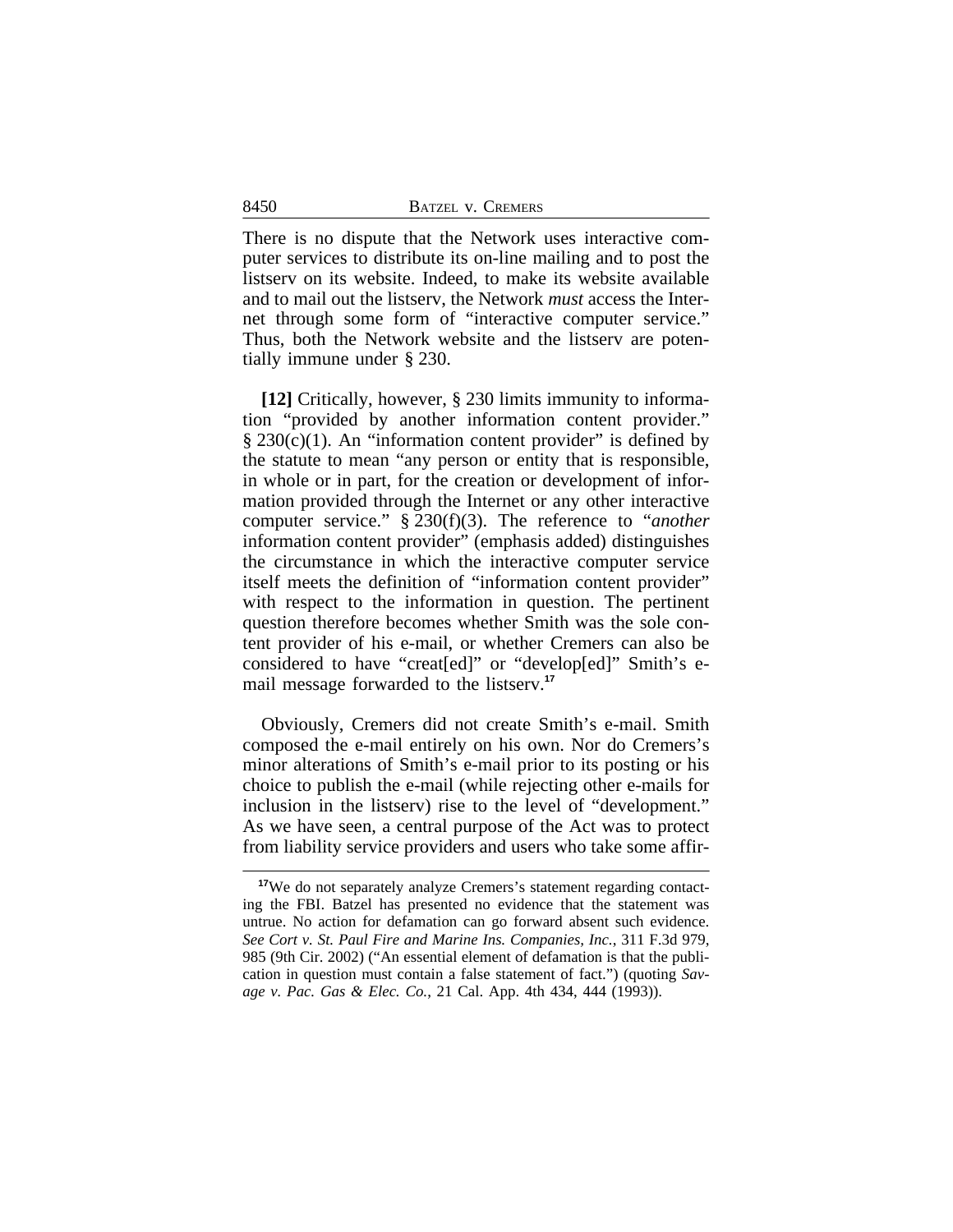There is no dispute that the Network uses interactive computer services to distribute its on-line mailing and to post the listserv on its website. Indeed, to make its website available and to mail out the listserv, the Network *must* access the Internet through some form of "interactive computer service." Thus, both the Network website and the listserv are potentially immune under § 230.

**[12]** Critically, however, § 230 limits immunity to information "provided by another information content provider." § 230(c)(1). An "information content provider" is defined by the statute to mean "any person or entity that is responsible, in whole or in part, for the creation or development of information provided through the Internet or any other interactive computer service." § 230(f)(3). The reference to "*another* information content provider" (emphasis added) distinguishes the circumstance in which the interactive computer service itself meets the definition of "information content provider" with respect to the information in question. The pertinent question therefore becomes whether Smith was the sole content provider of his e-mail, or whether Cremers can also be considered to have "creat[ed]" or "develop[ed]" Smith's e-mail message forwarded to the listserv.[17]

Obviously, Cremers did not create Smith's e-mail. Smith composed the e-mail entirely on his own. Nor do Cremers's minor alterations of Smith's e-mail prior to its posting or his choice to publish the e-mail (while rejecting other e-mails for inclusion in the listserv) rise to the level of "development." As we have seen, a central purpose of the Act was to protect from liability service providers and users who take some affir-

[17]We do not separately analyze Cremers's statement regarding contacting the FBI. Batzel has presented no evidence that the statement was untrue. No action for defamation can go forward absent such evidence. *See Cort v. St. Paul Fire and Marine Ins. Companies, Inc.*, 311 F.3d 979, 985 (9th Cir. 2002) ("An essential element of defamation is that the publication in question must contain a false statement of fact.") (quoting *Savage v. Pac. Gas & Elec. Co.*, 21 Cal. App. 4th 434, 444 (1993)).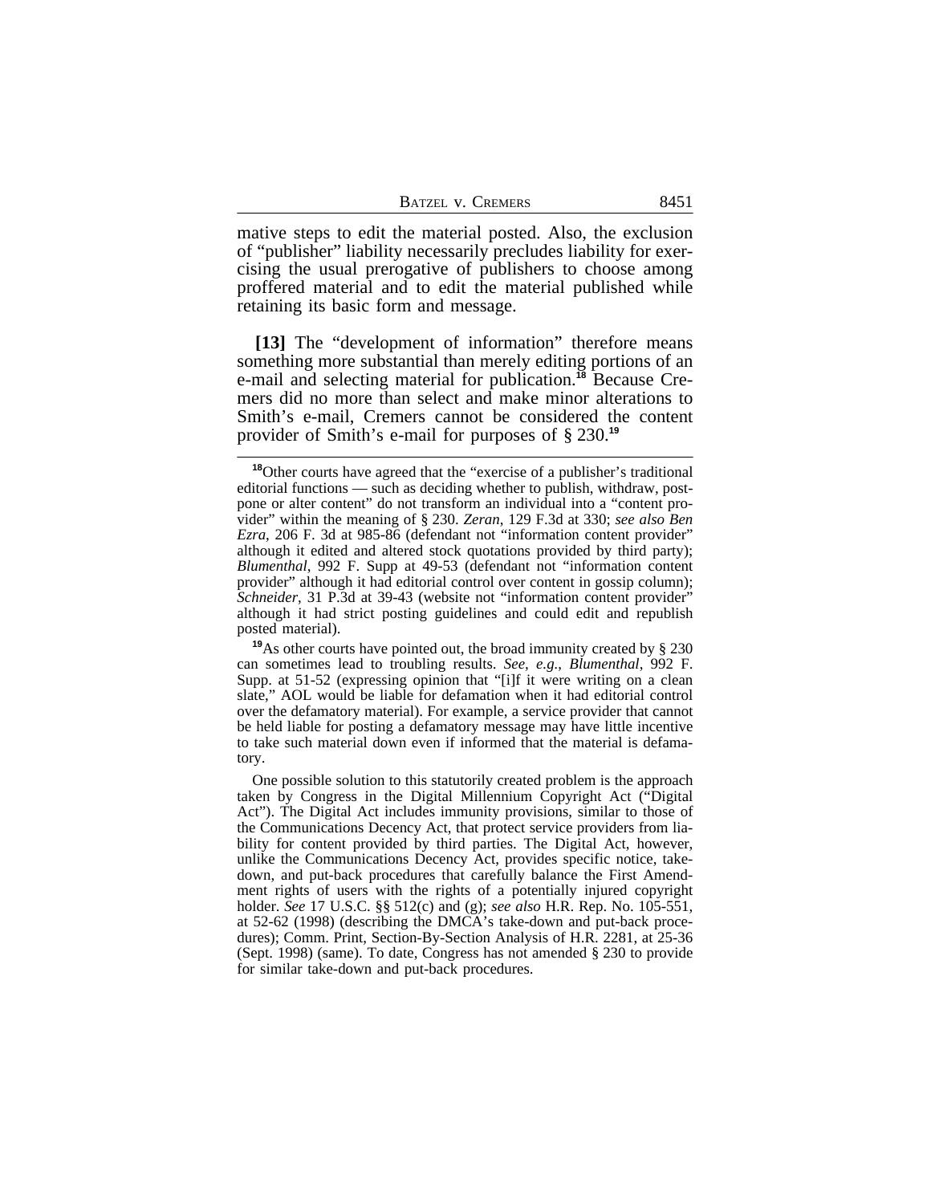mative steps to edit the material posted. Also, the exclusion of "publisher" liability necessarily precludes liability for exercising the usual prerogative of publishers to choose among proffered material and to edit the material published while retaining its basic form and message.

**[13]** The "development of information" therefore means something more substantial than merely editing portions of an e-mail and selecting material for publication.[18] Because Cremers did no more than select and make minor alterations to Smith's e-mail, Cremers cannot be considered the content provider of Smith's e-mail for purposes of § 230.[19]

---

[18]Other courts have agreed that the "exercise of a publisher's traditional editorial functions — such as deciding whether to publish, withdraw, postpone or alter content" do not transform an individual into a "content provider" within the meaning of § 230. *Zeran*, 129 F.3d at 330; *see also Ben Ezra*, 206 F. 3d at 985-86 (defendant not "information content provider" although it edited and altered stock quotations provided by third party); *Blumenthal*, 992 F. Supp at 49-53 (defendant not "information content provider" although it had editorial control over content in gossip column); *Schneider*, 31 P.3d at 39-43 (website not "information content provider" although it had strict posting guidelines and could edit and republish posted material).

[19]As other courts have pointed out, the broad immunity created by § 230 can sometimes lead to troubling results. *See, e.g.*, *Blumenthal*, 992 F. Supp. at 51-52 (expressing opinion that "[i]f it were writing on a clean slate," AOL would be liable for defamation when it had editorial control over the defamatory material). For example, a service provider that cannot be held liable for posting a defamatory message may have little incentive to take such material down even if informed that the material is defamatory.

One possible solution to this statutorily created problem is the approach taken by Congress in the Digital Millennium Copyright Act ("Digital Act"). The Digital Act includes immunity provisions, similar to those of the Communications Decency Act, that protect service providers from liability for content provided by third parties. The Digital Act, however, unlike the Communications Decency Act, provides specific notice, takedown, and put-back procedures that carefully balance the First Amendment rights of users with the rights of a potentially injured copyright holder. *See* 17 U.S.C. §§ 512(c) and (g); *see also* H.R. Rep. No. 105-551, at 52-62 (1998) (describing the DMCA's take-down and put-back procedures); Comm. Print, Section-By-Section Analysis of H.R. 2281, at 25-36 (Sept. 1998) (same). To date, Congress has not amended § 230 to provide for similar take-down and put-back procedures.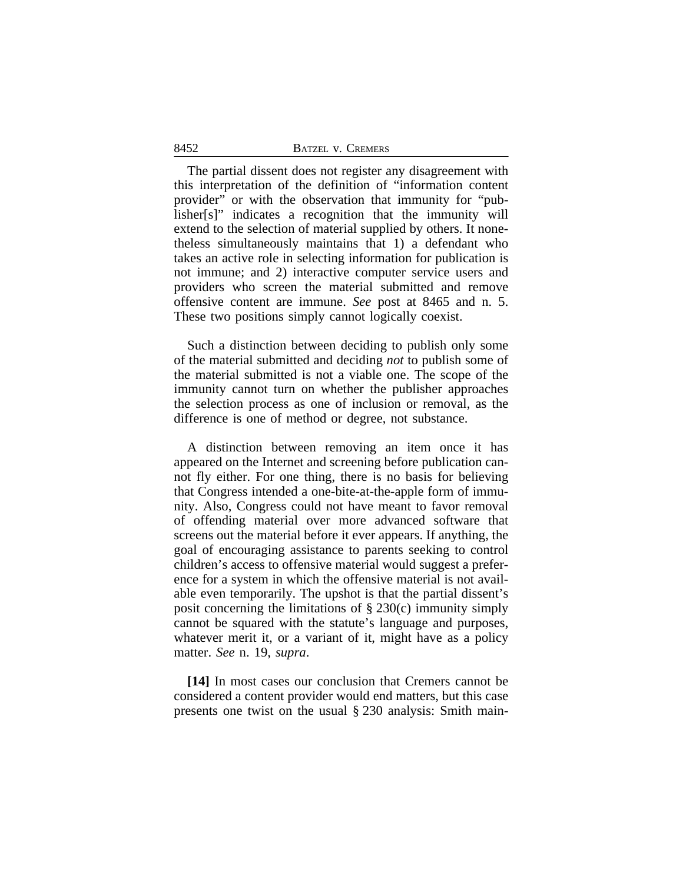The partial dissent does not register any disagreement with this interpretation of the definition of "information content provider" or with the observation that immunity for "publisher[s]" indicates a recognition that the immunity will extend to the selection of material supplied by others. It nonetheless simultaneously maintains that 1) a defendant who takes an active role in selecting information for publication is not immune; and 2) interactive computer service users and providers who screen the material submitted and remove offensive content are immune. *See* post at 8465 and n. 5. These two positions simply cannot logically coexist.

Such a distinction between deciding to publish only some of the material submitted and deciding *not* to publish some of the material submitted is not a viable one. The scope of the immunity cannot turn on whether the publisher approaches the selection process as one of inclusion or removal, as the difference is one of method or degree, not substance.

A distinction between removing an item once it has appeared on the Internet and screening before publication cannot fly either. For one thing, there is no basis for believing that Congress intended a one-bite-at-the-apple form of immunity. Also, Congress could not have meant to favor removal of offending material over more advanced software that screens out the material before it ever appears. If anything, the goal of encouraging assistance to parents seeking to control children's access to offensive material would suggest a preference for a system in which the offensive material is not available even temporarily. The upshot is that the partial dissent's posit concerning the limitations of § 230(c) immunity simply cannot be squared with the statute's language and purposes, whatever merit it, or a variant of it, might have as a policy matter. *See* n. 19, *supra*.

**[14]** In most cases our conclusion that Cremers cannot be considered a content provider would end matters, but this case presents one twist on the usual § 230 analysis: Smith main-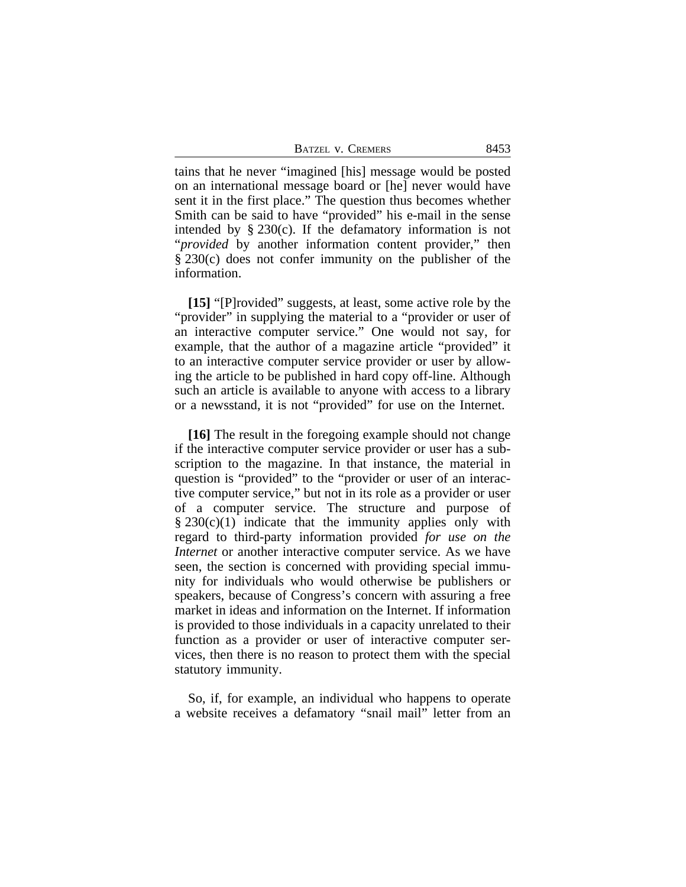tains that he never "imagined [his] message would be posted on an international message board or [he] never would have sent it in the first place." The question thus becomes whether Smith can be said to have "provided" his e-mail in the sense intended by § 230(c). If the defamatory information is not "*provided* by another information content provider," then § 230(c) does not confer immunity on the publisher of the information.

**[15]** "[P]rovided" suggests, at least, some active role by the "provider" in supplying the material to a "provider or user of an interactive computer service." One would not say, for example, that the author of a magazine article "provided" it to an interactive computer service provider or user by allowing the article to be published in hard copy off-line. Although such an article is available to anyone with access to a library or a newsstand, it is not "provided" for use on the Internet.

**[16]** The result in the foregoing example should not change if the interactive computer service provider or user has a subscription to the magazine. In that instance, the material in question is "provided" to the "provider or user of an interactive computer service," but not in its role as a provider or user of a computer service. The structure and purpose of § 230(c)(1) indicate that the immunity applies only with regard to third-party information provided *for use on the Internet* or another interactive computer service. As we have seen, the section is concerned with providing special immunity for individuals who would otherwise be publishers or speakers, because of Congress's concern with assuring a free market in ideas and information on the Internet. If information is provided to those individuals in a capacity unrelated to their function as a provider or user of interactive computer services, then there is no reason to protect them with the special statutory immunity.

So, if, for example, an individual who happens to operate a website receives a defamatory "snail mail" letter from an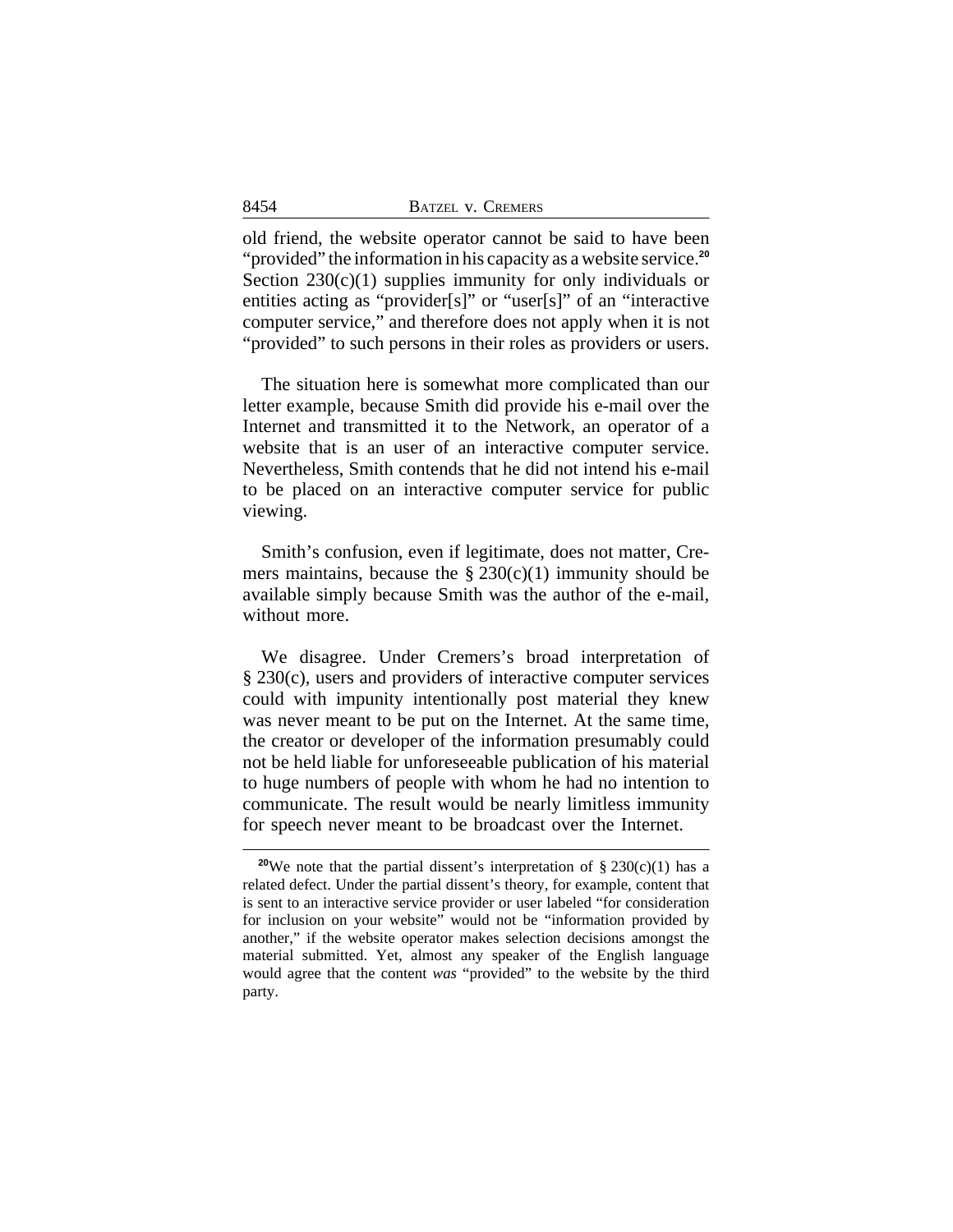old friend, the website operator cannot be said to have been "provided" the information in his capacity as a website service.[20] Section 230(c)(1) supplies immunity for only individuals or entities acting as "provider[s]" or "user[s]" of an "interactive computer service," and therefore does not apply when it is not "provided" to such persons in their roles as providers or users.

The situation here is somewhat more complicated than our letter example, because Smith did provide his e-mail over the Internet and transmitted it to the Network, an operator of a website that is an user of an interactive computer service. Nevertheless, Smith contends that he did not intend his e-mail to be placed on an interactive computer service for public viewing.

Smith's confusion, even if legitimate, does not matter, Cremers maintains, because the § 230(c)(1) immunity should be available simply because Smith was the author of the e-mail, without more.

We disagree. Under Cremers's broad interpretation of § 230(c), users and providers of interactive computer services could with impunity intentionally post material they knew was never meant to be put on the Internet. At the same time, the creator or developer of the information presumably could not be held liable for unforeseeable publication of his material to huge numbers of people with whom he had no intention to communicate. The result would be nearly limitless immunity for speech never meant to be broadcast over the Internet.

---

[20]We note that the partial dissent's interpretation of § 230(c)(1) has a related defect. Under the partial dissent's theory, for example, content that is sent to an interactive service provider or user labeled "for consideration for inclusion on your website" would not be "information provided by another," if the website operator makes selection decisions amongst the material submitted. Yet, almost any speaker of the English language would agree that the content *was* "provided" to the website by the third party.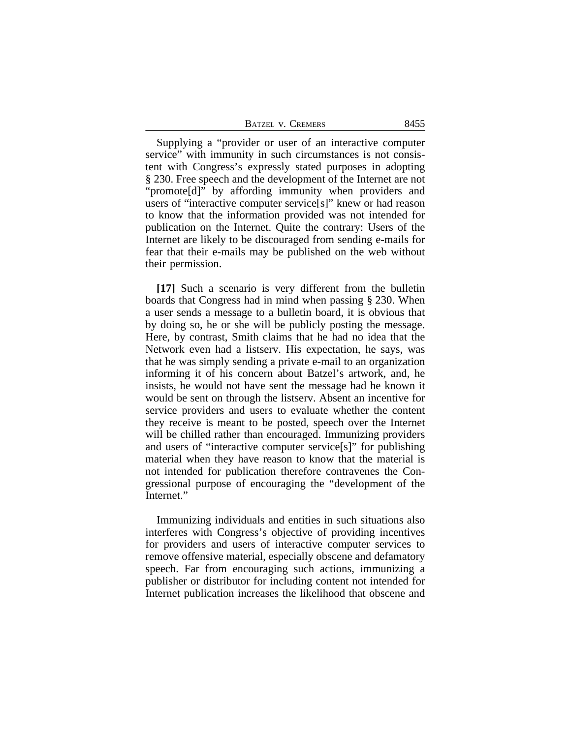Supplying a "provider or user of an interactive computer service" with immunity in such circumstances is not consistent with Congress's expressly stated purposes in adopting § 230. Free speech and the development of the Internet are not "promote[d]" by affording immunity when providers and users of "interactive computer service[s]" knew or had reason to know that the information provided was not intended for publication on the Internet. Quite the contrary: Users of the Internet are likely to be discouraged from sending e-mails for fear that their e-mails may be published on the web without their permission.

**[17]** Such a scenario is very different from the bulletin boards that Congress had in mind when passing § 230. When a user sends a message to a bulletin board, it is obvious that by doing so, he or she will be publicly posting the message. Here, by contrast, Smith claims that he had no idea that the Network even had a listserv. His expectation, he says, was that he was simply sending a private e-mail to an organization informing it of his concern about Batzel's artwork, and, he insists, he would not have sent the message had he known it would be sent on through the listserv. Absent an incentive for service providers and users to evaluate whether the content they receive is meant to be posted, speech over the Internet will be chilled rather than encouraged. Immunizing providers and users of "interactive computer service[s]" for publishing material when they have reason to know that the material is not intended for publication therefore contravenes the Congressional purpose of encouraging the "development of the Internet."

Immunizing individuals and entities in such situations also interferes with Congress's objective of providing incentives for providers and users of interactive computer services to remove offensive material, especially obscene and defamatory speech. Far from encouraging such actions, immunizing a publisher or distributor for including content not intended for Internet publication increases the likelihood that obscene and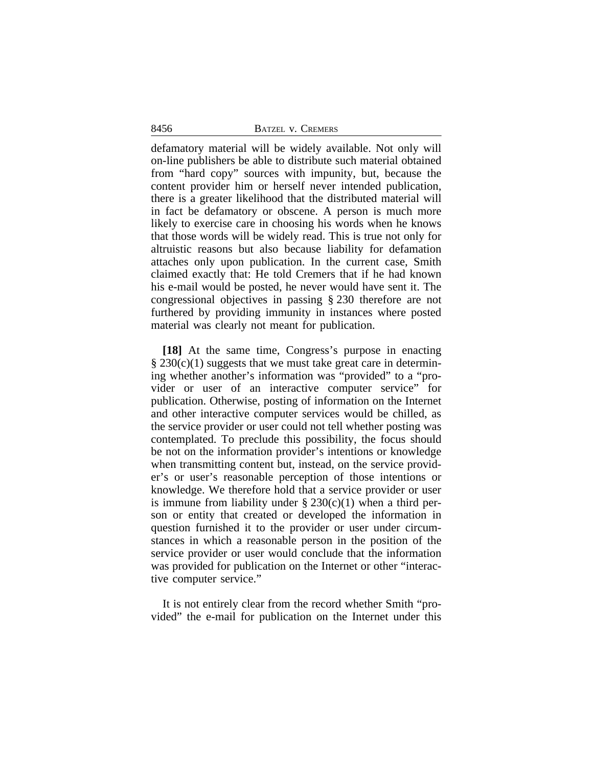defamatory material will be widely available. Not only will on-line publishers be able to distribute such material obtained from "hard copy" sources with impunity, but, because the content provider him or herself never intended publication, there is a greater likelihood that the distributed material will in fact be defamatory or obscene. A person is much more likely to exercise care in choosing his words when he knows that those words will be widely read. This is true not only for altruistic reasons but also because liability for defamation attaches only upon publication. In the current case, Smith claimed exactly that: He told Cremers that if he had known his e-mail would be posted, he never would have sent it. The congressional objectives in passing § 230 therefore are not furthered by providing immunity in instances where posted material was clearly not meant for publication.

**[18]** At the same time, Congress's purpose in enacting § 230(c)(1) suggests that we must take great care in determining whether another's information was "provided" to a "provider or user of an interactive computer service" for publication. Otherwise, posting of information on the Internet and other interactive computer services would be chilled, as the service provider or user could not tell whether posting was contemplated. To preclude this possibility, the focus should be not on the information provider's intentions or knowledge when transmitting content but, instead, on the service provider's or user's reasonable perception of those intentions or knowledge. We therefore hold that a service provider or user is immune from liability under § 230(c)(1) when a third person or entity that created or developed the information in question furnished it to the provider or user under circumstances in which a reasonable person in the position of the service provider or user would conclude that the information was provided for publication on the Internet or other "interactive computer service."

It is not entirely clear from the record whether Smith "provided" the e-mail for publication on the Internet under this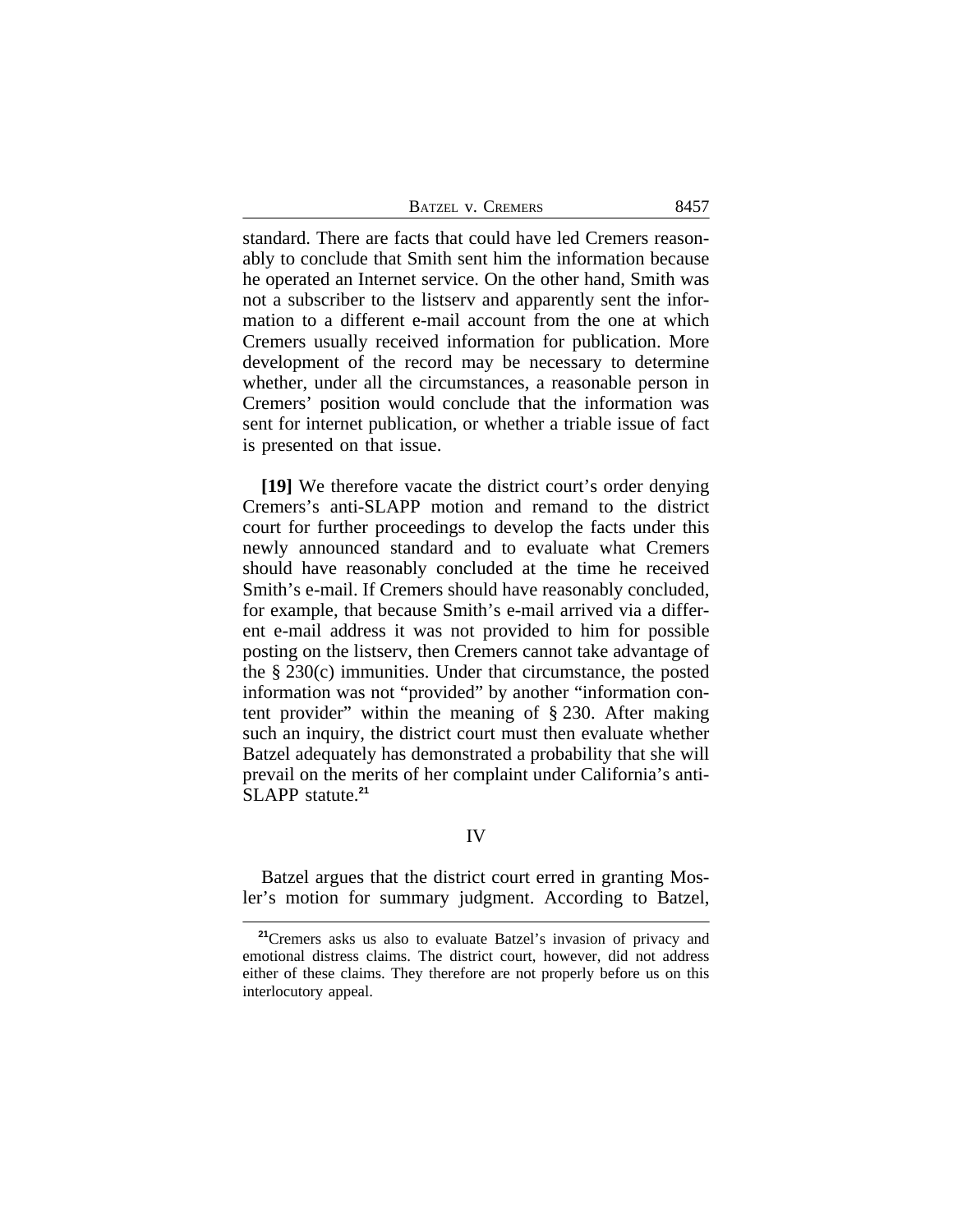standard. There are facts that could have led Cremers reasonably to conclude that Smith sent him the information because he operated an Internet service. On the other hand, Smith was not a subscriber to the listserv and apparently sent the information to a different e-mail account from the one at which Cremers usually received information for publication. More development of the record may be necessary to determine whether, under all the circumstances, a reasonable person in Cremers' position would conclude that the information was sent for internet publication, or whether a triable issue of fact is presented on that issue.

**[19]** We therefore vacate the district court's order denying Cremers's anti-SLAPP motion and remand to the district court for further proceedings to develop the facts under this newly announced standard and to evaluate what Cremers should have reasonably concluded at the time he received Smith's e-mail. If Cremers should have reasonably concluded, for example, that because Smith's e-mail arrived via a different e-mail address it was not provided to him for possible posting on the listserv, then Cremers cannot take advantage of the § 230(c) immunities. Under that circumstance, the posted information was not "provided" by another "information content provider" within the meaning of § 230. After making such an inquiry, the district court must then evaluate whether Batzel adequately has demonstrated a probability that she will prevail on the merits of her complaint under California's anti-SLAPP statute.[21]

## IV

Batzel argues that the district court erred in granting Mosler's motion for summary judgment. According to Batzel,

[21]Cremers asks us also to evaluate Batzel's invasion of privacy and emotional distress claims. The district court, however, did not address either of these claims. They therefore are not properly before us on this interlocutory appeal.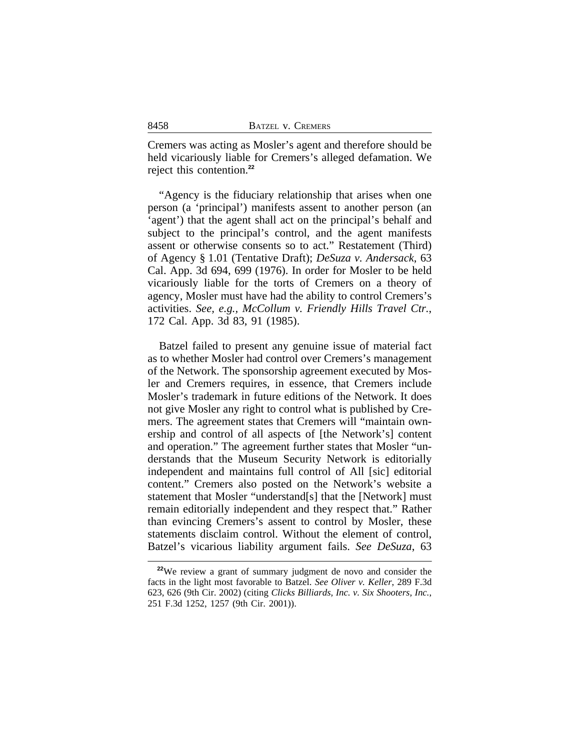Cremers was acting as Mosler's agent and therefore should be held vicariously liable for Cremers's alleged defamation. We reject this contention.[22]

"Agency is the fiduciary relationship that arises when one person (a 'principal') manifests assent to another person (an 'agent') that the agent shall act on the principal's behalf and subject to the principal's control, and the agent manifests assent or otherwise consents so to act." Restatement (Third) of Agency § 1.01 (Tentative Draft); *DeSuza v. Andersack*, 63 Cal. App. 3d 694, 699 (1976). In order for Mosler to be held vicariously liable for the torts of Cremers on a theory of agency, Mosler must have had the ability to control Cremers's activities. *See, e.g.*, *McCollum v. Friendly Hills Travel Ctr.*, 172 Cal. App. 3d 83, 91 (1985).

Batzel failed to present any genuine issue of material fact as to whether Mosler had control over Cremers's management of the Network. The sponsorship agreement executed by Mosler and Cremers requires, in essence, that Cremers include Mosler's trademark in future editions of the Network. It does not give Mosler any right to control what is published by Cremers. The agreement states that Cremers will "maintain ownership and control of all aspects of [the Network's] content and operation." The agreement further states that Mosler "understands that the Museum Security Network is editorially independent and maintains full control of All [sic] editorial content." Cremers also posted on the Network's website a statement that Mosler "understand[s] that the [Network] must remain editorially independent and they respect that." Rather than evincing Cremers's assent to control by Mosler, these statements disclaim control. Without the element of control, Batzel's vicarious liability argument fails. *See DeSuza*, 63

---

[22] We review a grant of summary judgment de novo and consider the facts in the light most favorable to Batzel. *See Oliver v. Keller*, 289 F.3d 623, 626 (9th Cir. 2002) (citing *Clicks Billiards, Inc. v. Six Shooters, Inc.*, 251 F.3d 1252, 1257 (9th Cir. 2001)).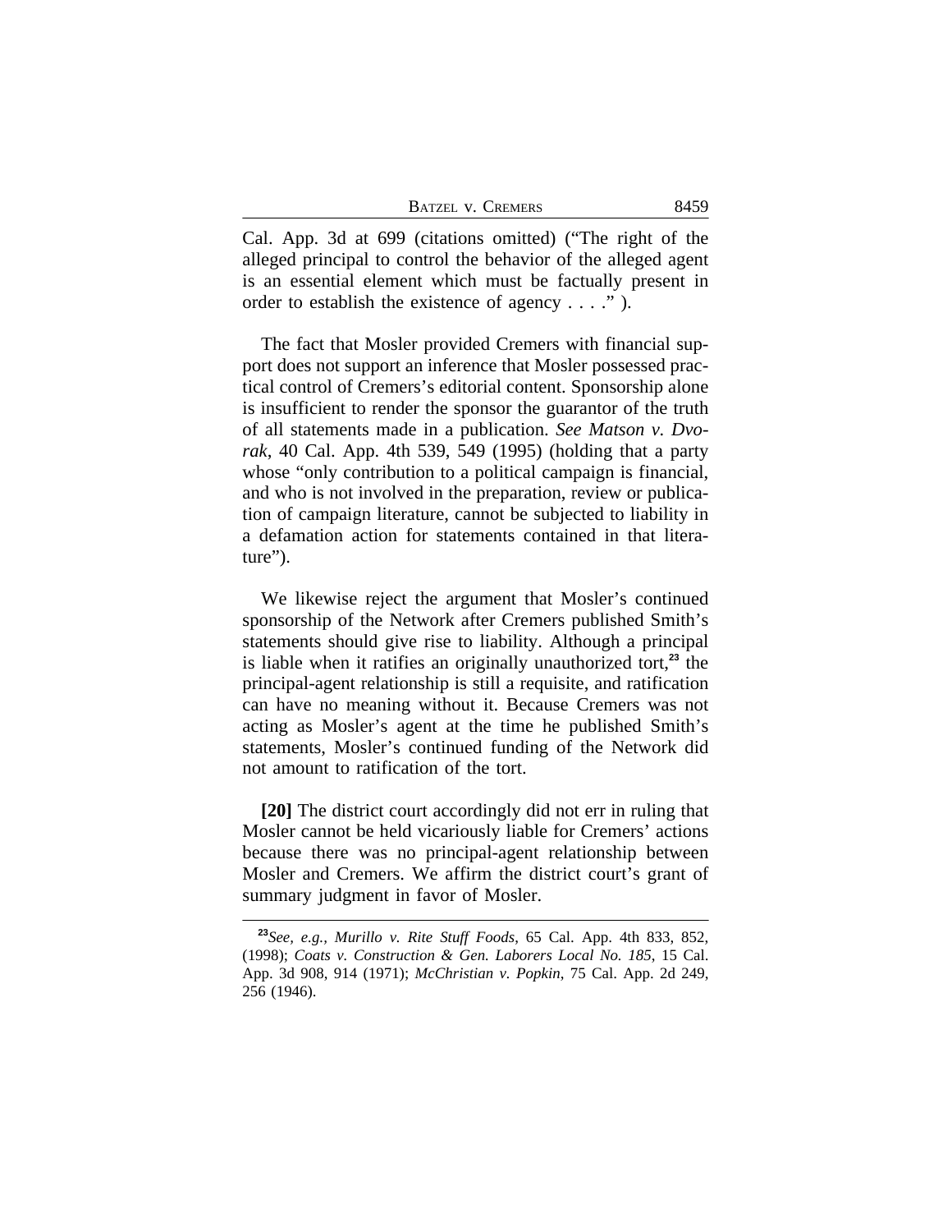Cal. App. 3d at 699 (citations omitted) ("The right of the alleged principal to control the behavior of the alleged agent is an essential element which must be factually present in order to establish the existence of agency . . . ." ).

The fact that Mosler provided Cremers with financial support does not support an inference that Mosler possessed practical control of Cremers's editorial content. Sponsorship alone is insufficient to render the sponsor the guarantor of the truth of all statements made in a publication. *See Matson v. Dvorak*, 40 Cal. App. 4th 539, 549 (1995) (holding that a party whose "only contribution to a political campaign is financial, and who is not involved in the preparation, review or publication of campaign literature, cannot be subjected to liability in a defamation action for statements contained in that literature").

We likewise reject the argument that Mosler's continued sponsorship of the Network after Cremers published Smith's statements should give rise to liability. Although a principal is liable when it ratifies an originally unauthorized tort,[23] the principal-agent relationship is still a requisite, and ratification can have no meaning without it. Because Cremers was not acting as Mosler's agent at the time he published Smith's statements, Mosler's continued funding of the Network did not amount to ratification of the tort.

**[20]** The district court accordingly did not err in ruling that Mosler cannot be held vicariously liable for Cremers' actions because there was no principal-agent relationship between Mosler and Cremers. We affirm the district court's grant of summary judgment in favor of Mosler.

---

[23]*See, e.g.*, *Murillo v. Rite Stuff Foods*, 65 Cal. App. 4th 833, 852, (1998); *Coats v. Construction & Gen. Laborers Local No. 185*, 15 Cal. App. 3d 908, 914 (1971); *McChristian v. Popkin*, 75 Cal. App. 2d 249, 256 (1946).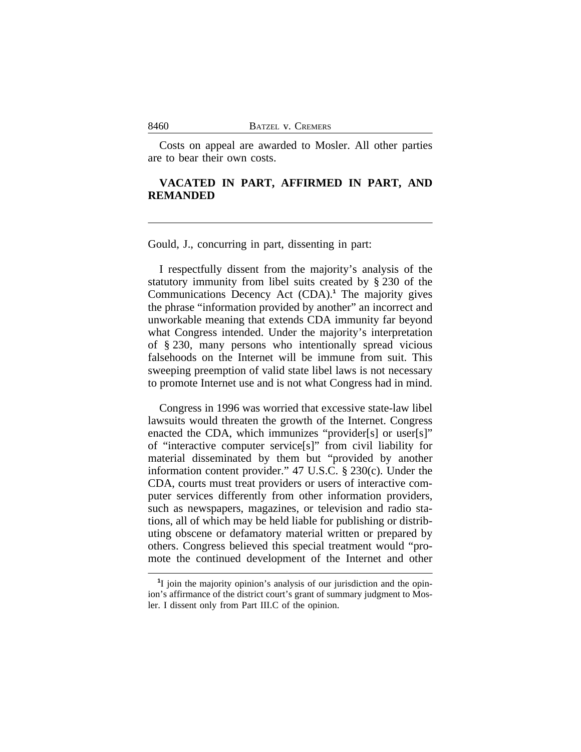Costs on appeal are awarded to Mosler. All other parties are to bear their own costs.

**VACATED IN PART, AFFIRMED IN PART, AND REMANDED**

---

Gould, J., concurring in part, dissenting in part:

I respectfully dissent from the majority's analysis of the statutory immunity from libel suits created by § 230 of the Communications Decency Act (CDA).[1] The majority gives the phrase "information provided by another" an incorrect and unworkable meaning that extends CDA immunity far beyond what Congress intended. Under the majority's interpretation of § 230, many persons who intentionally spread vicious falsehoods on the Internet will be immune from suit. This sweeping preemption of valid state libel laws is not necessary to promote Internet use and is not what Congress had in mind.

Congress in 1996 was worried that excessive state-law libel lawsuits would threaten the growth of the Internet. Congress enacted the CDA, which immunizes "provider[s] or user[s]" of "interactive computer service[s]" from civil liability for material disseminated by them but "provided by another information content provider." 47 U.S.C. § 230(c). Under the CDA, courts must treat providers or users of interactive computer services differently from other information providers, such as newspapers, magazines, or television and radio stations, all of which may be held liable for publishing or distributing obscene or defamatory material written or prepared by others. Congress believed this special treatment would "promote the continued development of the Internet and other

---

[1] I join the majority opinion's analysis of our jurisdiction and the opinion's affirmance of the district court's grant of summary judgment to Mosler. I dissent only from Part III.C of the opinion.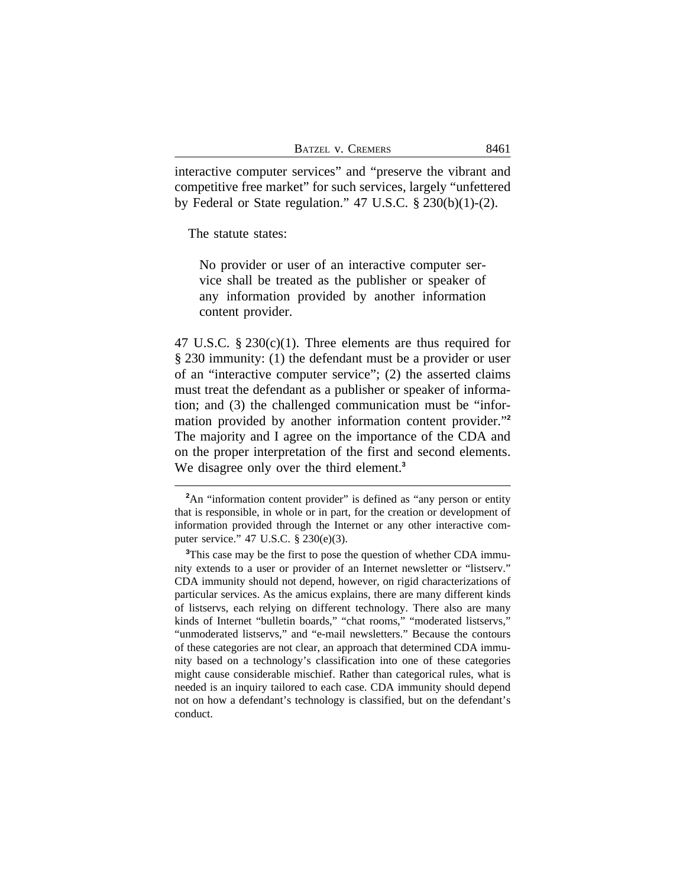interactive computer services" and "preserve the vibrant and competitive free market" for such services, largely "unfettered by Federal or State regulation." 47 U.S.C. § 230(b)(1)-(2).

The statute states:

> No provider or user of an interactive computer service shall be treated as the publisher or speaker of any information provided by another information content provider.

47 U.S.C. § 230(c)(1). Three elements are thus required for § 230 immunity: (1) the defendant must be a provider or user of an "interactive computer service"; (2) the asserted claims must treat the defendant as a publisher or speaker of information; and (3) the challenged communication must be "information provided by another information content provider."[2] The majority and I agree on the importance of the CDA and on the proper interpretation of the first and second elements. We disagree only over the third element.[3]

---

[2] An "information content provider" is defined as "any person or entity that is responsible, in whole or in part, for the creation or development of information provided through the Internet or any other interactive computer service." 47 U.S.C. § 230(e)(3).

[3] This case may be the first to pose the question of whether CDA immunity extends to a user or provider of an Internet newsletter or "listserv." CDA immunity should not depend, however, on rigid characterizations of particular services. As the amicus explains, there are many different kinds of listservs, each relying on different technology. There also are many kinds of Internet "bulletin boards," "chat rooms," "moderated listservs," "unmoderated listservs," and "e-mail newsletters." Because the contours of these categories are not clear, an approach that determined CDA immunity based on a technology's classification into one of these categories might cause considerable mischief. Rather than categorical rules, what is needed is an inquiry tailored to each case. CDA immunity should depend not on how a defendant's technology is classified, but on the defendant's conduct.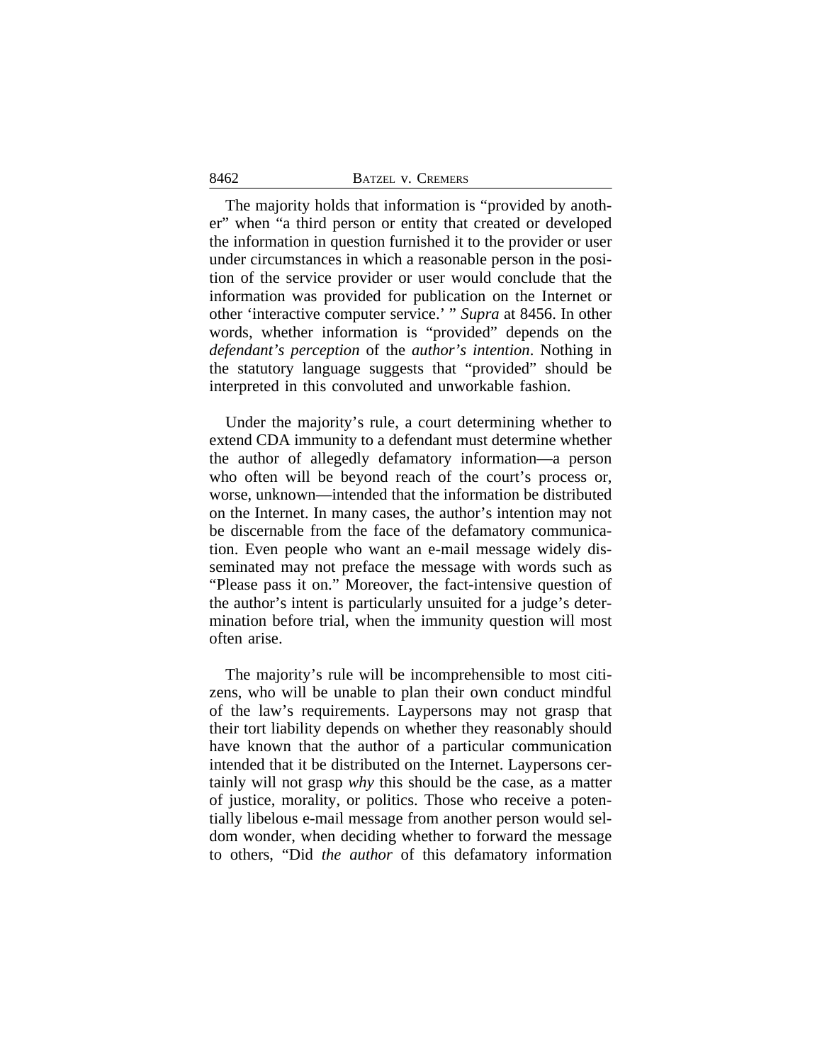The majority holds that information is "provided by another" when "a third person or entity that created or developed the information in question furnished it to the provider or user under circumstances in which a reasonable person in the position of the service provider or user would conclude that the information was provided for publication on the Internet or other 'interactive computer service.' " *Supra* at 8456. In other words, whether information is "provided" depends on the *defendant's perception* of the *author's intention*. Nothing in the statutory language suggests that "provided" should be interpreted in this convoluted and unworkable fashion.

Under the majority's rule, a court determining whether to extend CDA immunity to a defendant must determine whether the author of allegedly defamatory information—a person who often will be beyond reach of the court's process or, worse, unknown—intended that the information be distributed on the Internet. In many cases, the author's intention may not be discernable from the face of the defamatory communication. Even people who want an e-mail message widely disseminated may not preface the message with words such as "Please pass it on." Moreover, the fact-intensive question of the author's intent is particularly unsuited for a judge's determination before trial, when the immunity question will most often arise.

The majority's rule will be incomprehensible to most citizens, who will be unable to plan their own conduct mindful of the law's requirements. Laypersons may not grasp that their tort liability depends on whether they reasonably should have known that the author of a particular communication intended that it be distributed on the Internet. Laypersons certainly will not grasp *why* this should be the case, as a matter of justice, morality, or politics. Those who receive a potentially libelous e-mail message from another person would seldom wonder, when deciding whether to forward the message to others, "Did *the author* of this defamatory information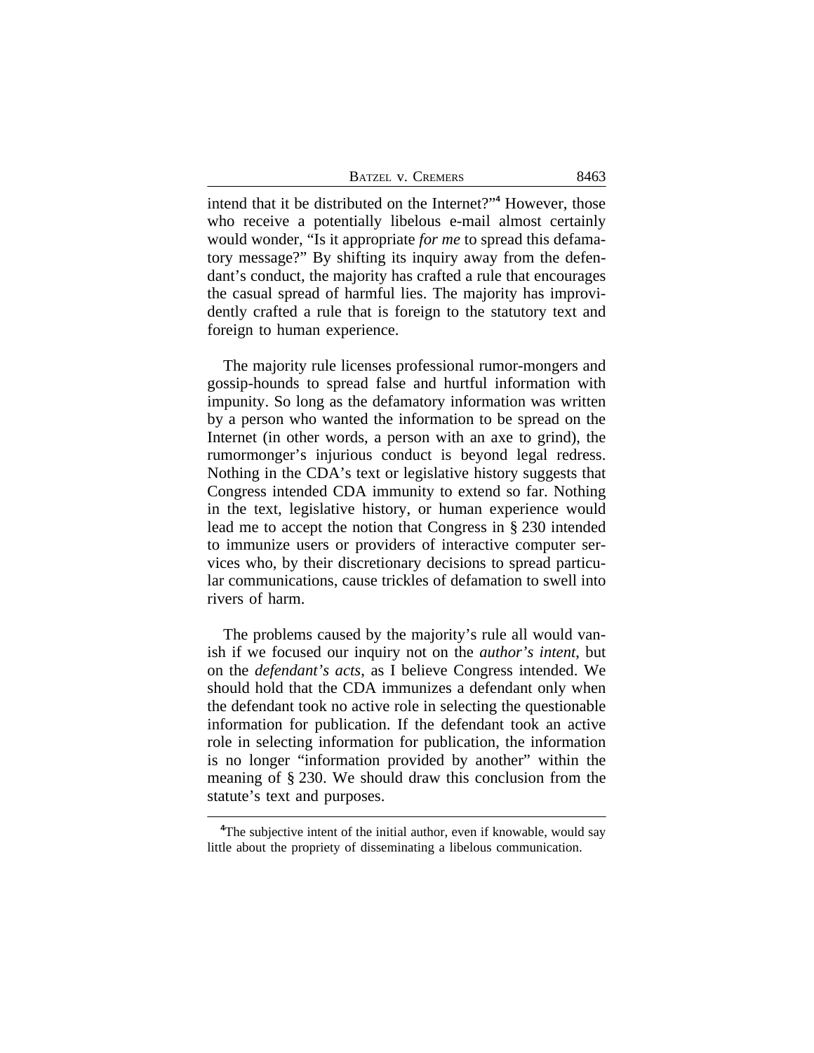intend that it be distributed on the Internet?"[4] However, those who receive a potentially libelous e-mail almost certainly would wonder, "Is it appropriate *for me* to spread this defamatory message?" By shifting its inquiry away from the defendant's conduct, the majority has crafted a rule that encourages the casual spread of harmful lies. The majority has improvidently crafted a rule that is foreign to the statutory text and foreign to human experience.

The majority rule licenses professional rumor-mongers and gossip-hounds to spread false and hurtful information with impunity. So long as the defamatory information was written by a person who wanted the information to be spread on the Internet (in other words, a person with an axe to grind), the rumormonger's injurious conduct is beyond legal redress. Nothing in the CDA's text or legislative history suggests that Congress intended CDA immunity to extend so far. Nothing in the text, legislative history, or human experience would lead me to accept the notion that Congress in § 230 intended to immunize users or providers of interactive computer services who, by their discretionary decisions to spread particular communications, cause trickles of defamation to swell into rivers of harm.

The problems caused by the majority's rule all would vanish if we focused our inquiry not on the *author's intent*, but on the *defendant's acts*, as I believe Congress intended. We should hold that the CDA immunizes a defendant only when the defendant took no active role in selecting the questionable information for publication. If the defendant took an active role in selecting information for publication, the information is no longer "information provided by another" within the meaning of § 230. We should draw this conclusion from the statute's text and purposes.

[4] The subjective intent of the initial author, even if knowable, would say little about the propriety of disseminating a libelous communication.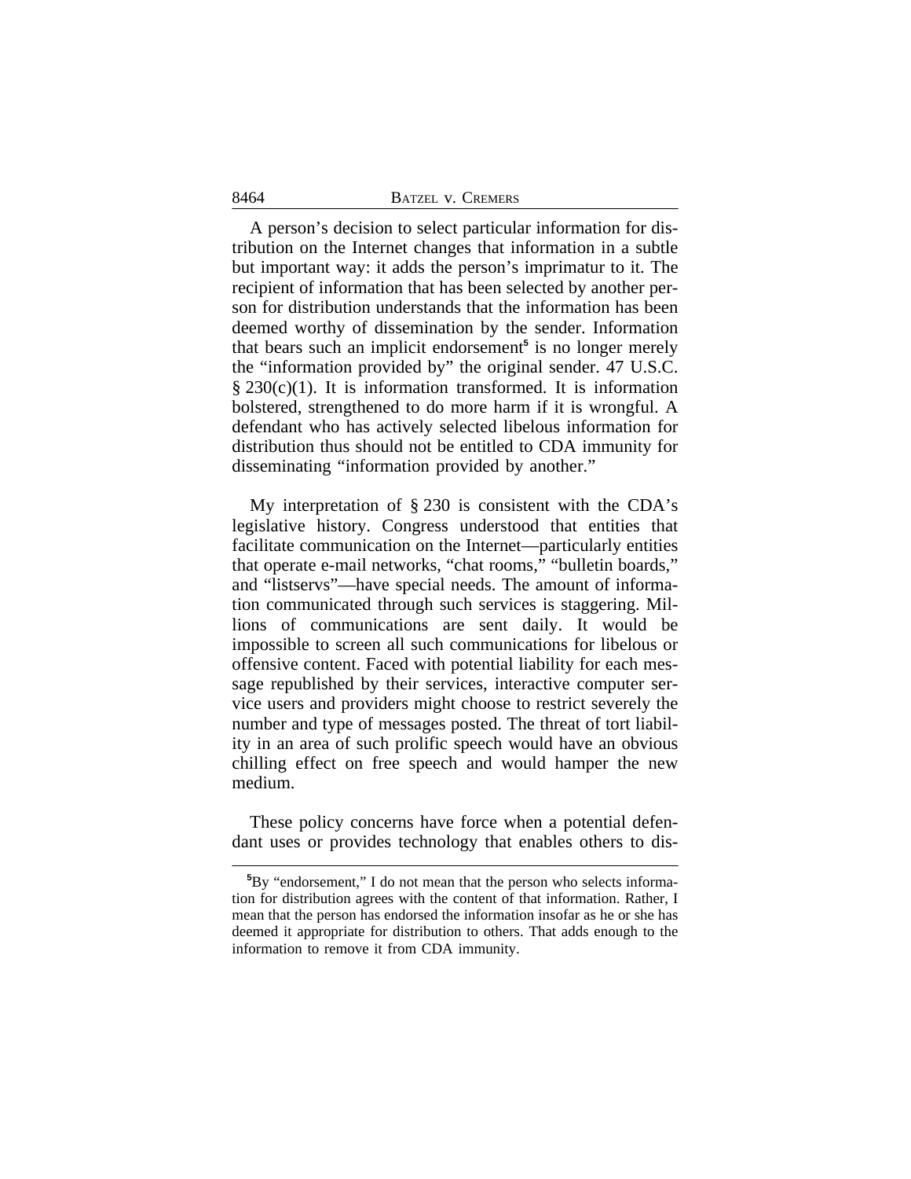A person's decision to select particular information for distribution on the Internet changes that information in a subtle but important way: it adds the person's imprimatur to it. The recipient of information that has been selected by another person for distribution understands that the information has been deemed worthy of dissemination by the sender. Information that bears such an implicit endorsement[5] is no longer merely the "information provided by" the original sender. 47 U.S.C. § 230(c)(1). It is information transformed. It is information bolstered, strengthened to do more harm if it is wrongful. A defendant who has actively selected libelous information for distribution thus should not be entitled to CDA immunity for disseminating "information provided by another."

My interpretation of § 230 is consistent with the CDA's legislative history. Congress understood that entities that facilitate communication on the Internet—particularly entities that operate e-mail networks, "chat rooms," "bulletin boards," and "listservs"—have special needs. The amount of information communicated through such services is staggering. Millions of communications are sent daily. It would be impossible to screen all such communications for libelous or offensive content. Faced with potential liability for each message republished by their services, interactive computer service users and providers might choose to restrict severely the number and type of messages posted. The threat of tort liability in an area of such prolific speech would have an obvious chilling effect on free speech and would hamper the new medium.

These policy concerns have force when a potential defendant uses or provides technology that enables others to dis-

[5] By "endorsement," I do not mean that the person who selects information for distribution agrees with the content of that information. Rather, I mean that the person has endorsed the information insofar as he or she has deemed it appropriate for distribution to others. That adds enough to the information to remove it from CDA immunity.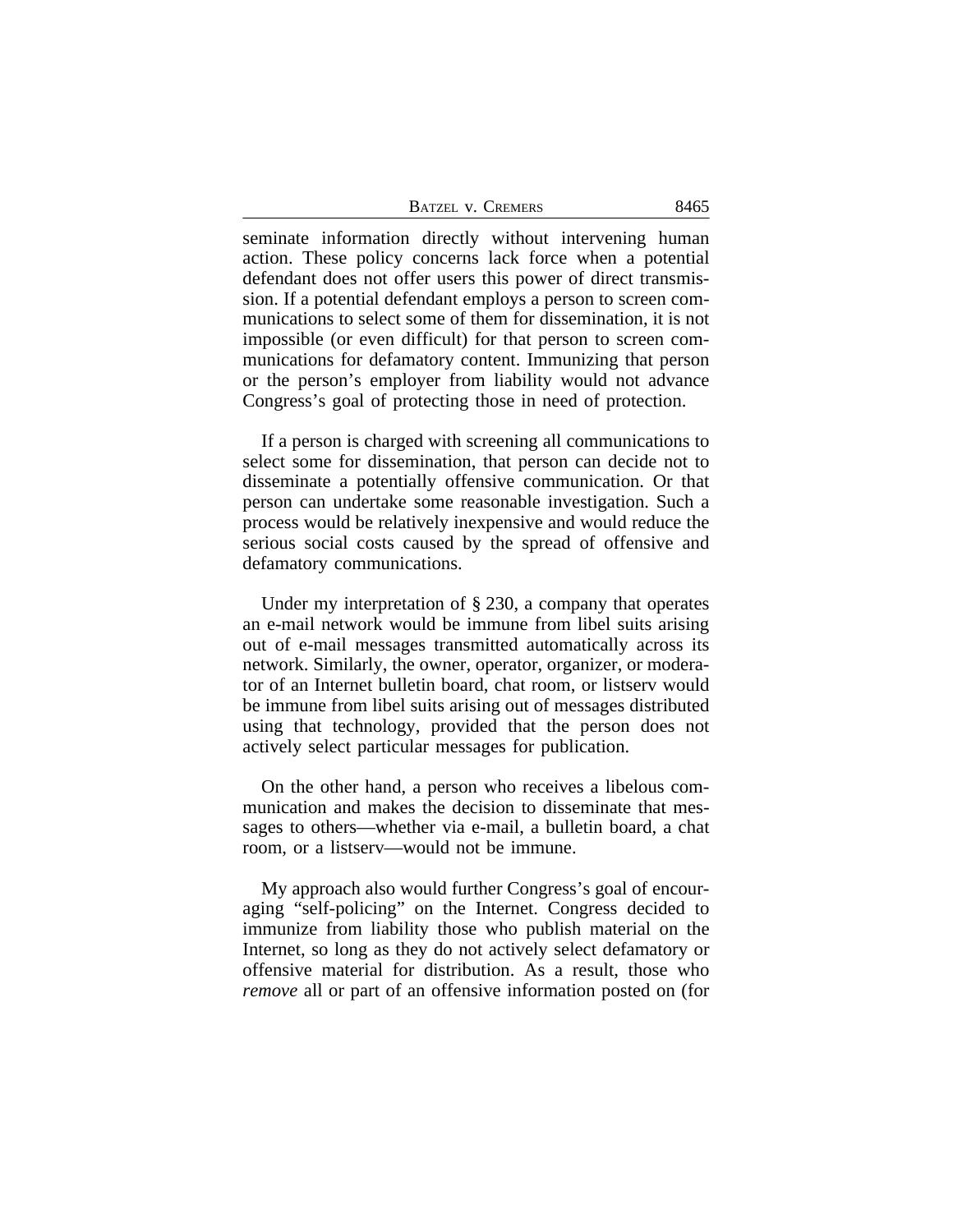seminate information directly without intervening human action. These policy concerns lack force when a potential defendant does not offer users this power of direct transmission. If a potential defendant employs a person to screen communications to select some of them for dissemination, it is not impossible (or even difficult) for that person to screen communications for defamatory content. Immunizing that person or the person's employer from liability would not advance Congress's goal of protecting those in need of protection.

If a person is charged with screening all communications to select some for dissemination, that person can decide not to disseminate a potentially offensive communication. Or that person can undertake some reasonable investigation. Such a process would be relatively inexpensive and would reduce the serious social costs caused by the spread of offensive and defamatory communications.

Under my interpretation of § 230, a company that operates an e-mail network would be immune from libel suits arising out of e-mail messages transmitted automatically across its network. Similarly, the owner, operator, organizer, or moderator of an Internet bulletin board, chat room, or listserv would be immune from libel suits arising out of messages distributed using that technology, provided that the person does not actively select particular messages for publication.

On the other hand, a person who receives a libelous communication and makes the decision to disseminate that messages to others—whether via e-mail, a bulletin board, a chat room, or a listserv—would not be immune.

My approach also would further Congress's goal of encouraging "self-policing" on the Internet. Congress decided to immunize from liability those who publish material on the Internet, so long as they do not actively select defamatory or offensive material for distribution. As a result, those who *remove* all or part of an offensive information posted on (for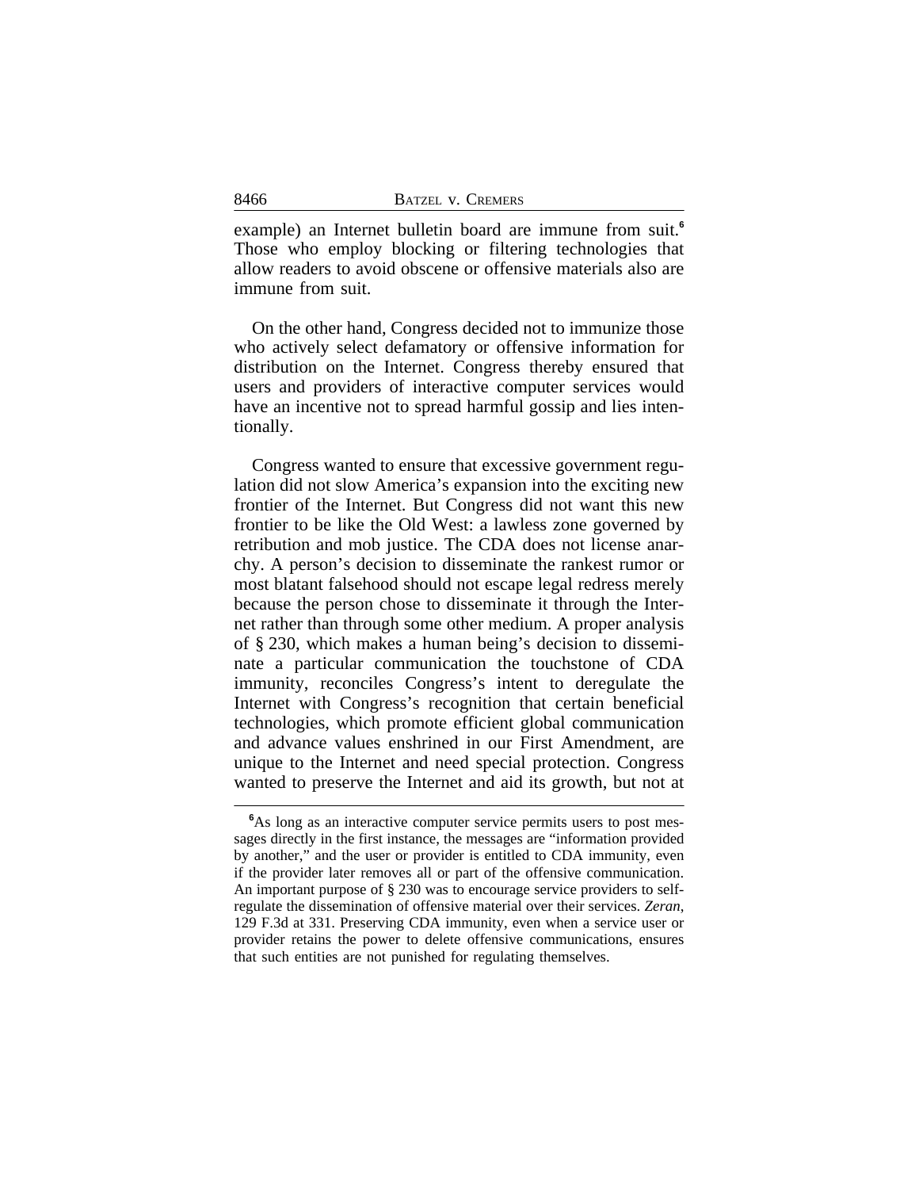example) an Internet bulletin board are immune from suit.[6] Those who employ blocking or filtering technologies that allow readers to avoid obscene or offensive materials also are immune from suit.

On the other hand, Congress decided not to immunize those who actively select defamatory or offensive information for distribution on the Internet. Congress thereby ensured that users and providers of interactive computer services would have an incentive not to spread harmful gossip and lies intentionally.

Congress wanted to ensure that excessive government regulation did not slow America's expansion into the exciting new frontier of the Internet. But Congress did not want this new frontier to be like the Old West: a lawless zone governed by retribution and mob justice. The CDA does not license anarchy. A person's decision to disseminate the rankest rumor or most blatant falsehood should not escape legal redress merely because the person chose to disseminate it through the Internet rather than through some other medium. A proper analysis of § 230, which makes a human being's decision to disseminate a particular communication the touchstone of CDA immunity, reconciles Congress's intent to deregulate the Internet with Congress's recognition that certain beneficial technologies, which promote efficient global communication and advance values enshrined in our First Amendment, are unique to the Internet and need special protection. Congress wanted to preserve the Internet and aid its growth, but not at

---

[6]As long as an interactive computer service permits users to post messages directly in the first instance, the messages are "information provided by another," and the user or provider is entitled to CDA immunity, even if the provider later removes all or part of the offensive communication. An important purpose of § 230 was to encourage service providers to self-regulate the dissemination of offensive material over their services. *Zeran*, 129 F.3d at 331. Preserving CDA immunity, even when a service user or provider retains the power to delete offensive communications, ensures that such entities are not punished for regulating themselves.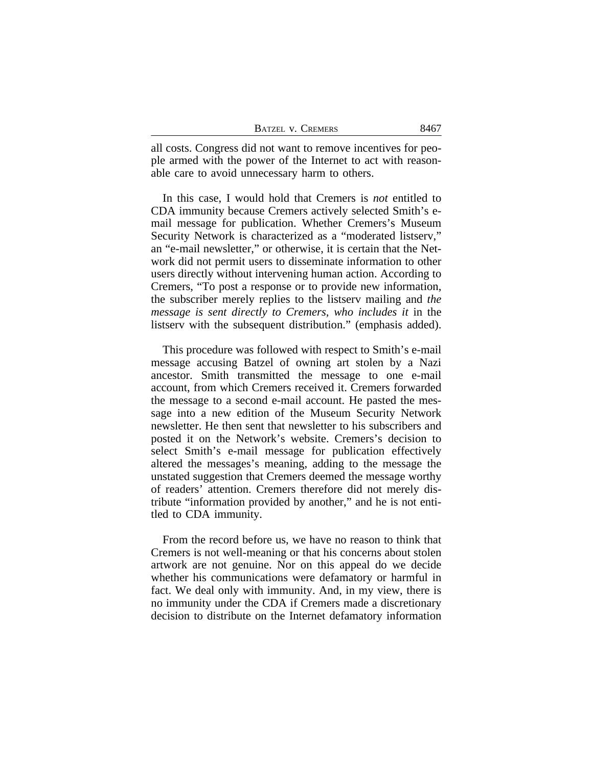all costs. Congress did not want to remove incentives for people armed with the power of the Internet to act with reasonable care to avoid unnecessary harm to others.

In this case, I would hold that Cremers is *not* entitled to CDA immunity because Cremers actively selected Smith's e-mail message for publication. Whether Cremers's Museum Security Network is characterized as a "moderated listserv," an "e-mail newsletter," or otherwise, it is certain that the Network did not permit users to disseminate information to other users directly without intervening human action. According to Cremers, "To post a response or to provide new information, the subscriber merely replies to the listserv mailing and *the message is sent directly to Cremers, who includes it* in the listserv with the subsequent distribution." (emphasis added).

This procedure was followed with respect to Smith's e-mail message accusing Batzel of owning art stolen by a Nazi ancestor. Smith transmitted the message to one e-mail account, from which Cremers received it. Cremers forwarded the message to a second e-mail account. He pasted the message into a new edition of the Museum Security Network newsletter. He then sent that newsletter to his subscribers and posted it on the Network's website. Cremers's decision to select Smith's e-mail message for publication effectively altered the messages's meaning, adding to the message the unstated suggestion that Cremers deemed the message worthy of readers' attention. Cremers therefore did not merely distribute "information provided by another," and he is not entitled to CDA immunity.

From the record before us, we have no reason to think that Cremers is not well-meaning or that his concerns about stolen artwork are not genuine. Nor on this appeal do we decide whether his communications were defamatory or harmful in fact. We deal only with immunity. And, in my view, there is no immunity under the CDA if Cremers made a discretionary decision to distribute on the Internet defamatory information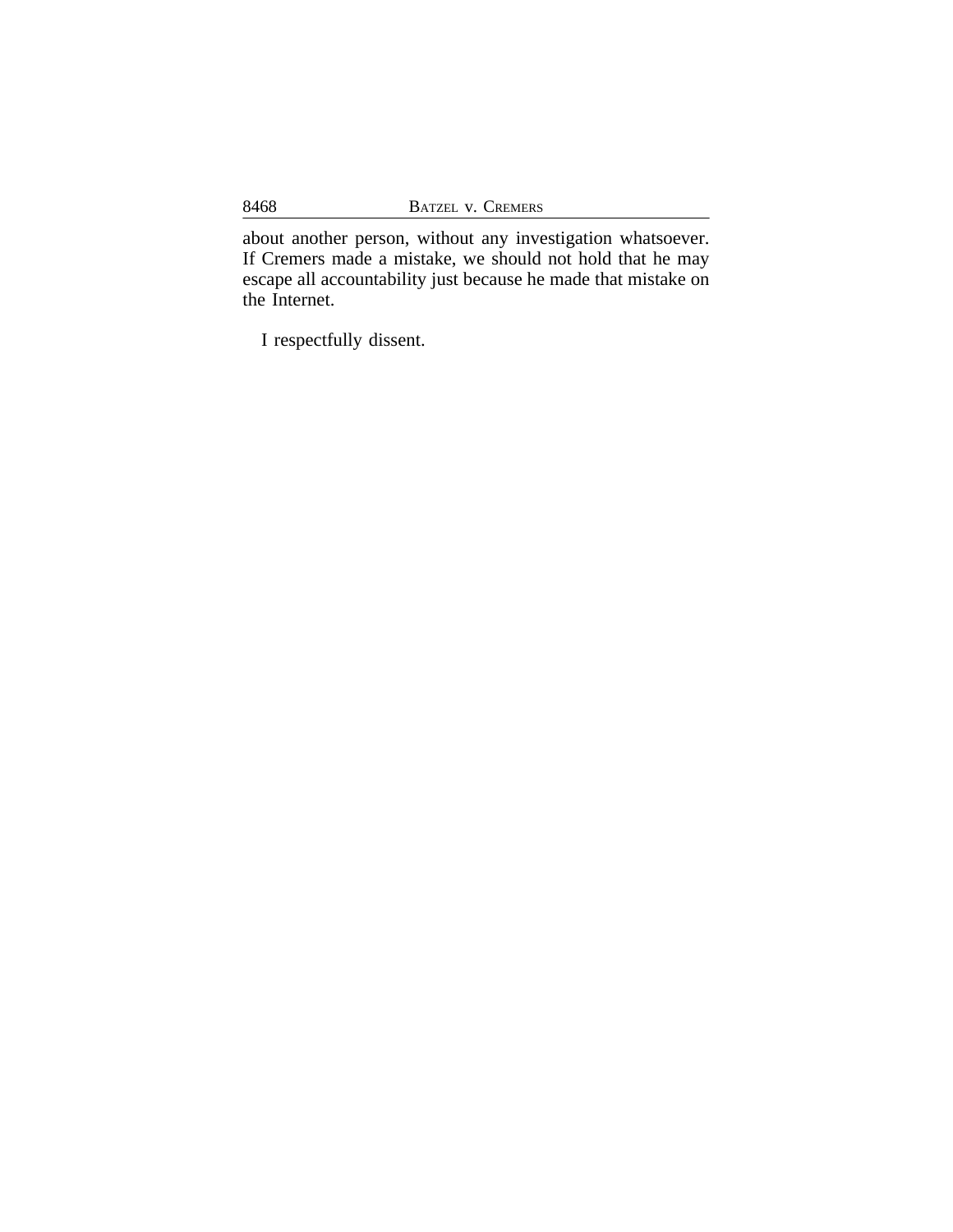about another person, without any investigation whatsoever. If Cremers made a mistake, we should not hold that he may escape all accountability just because he made that mistake on the Internet.

I respectfully dissent.